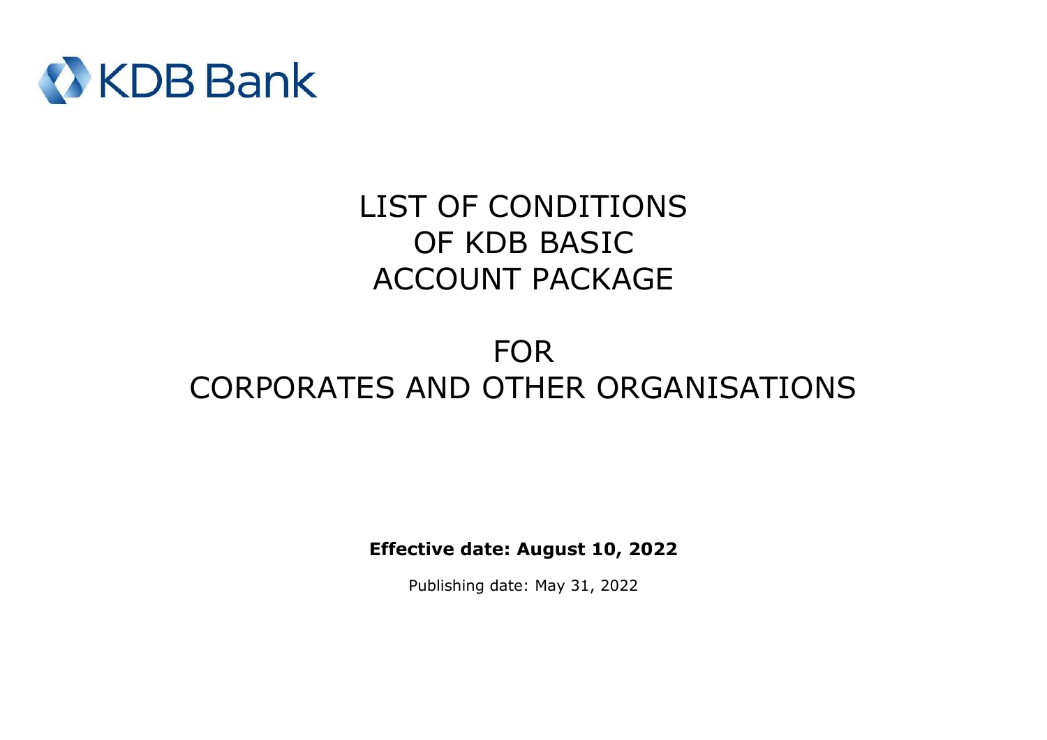KDB Bank

# LIST OF CONDITIONS OF KDB BASIC ACCOUNT PACKAGE

# FOR CORPORATES AND OTHER ORGANISATIONS

**Effective date: August 10, 2022**

Publishing date: May 31, 2022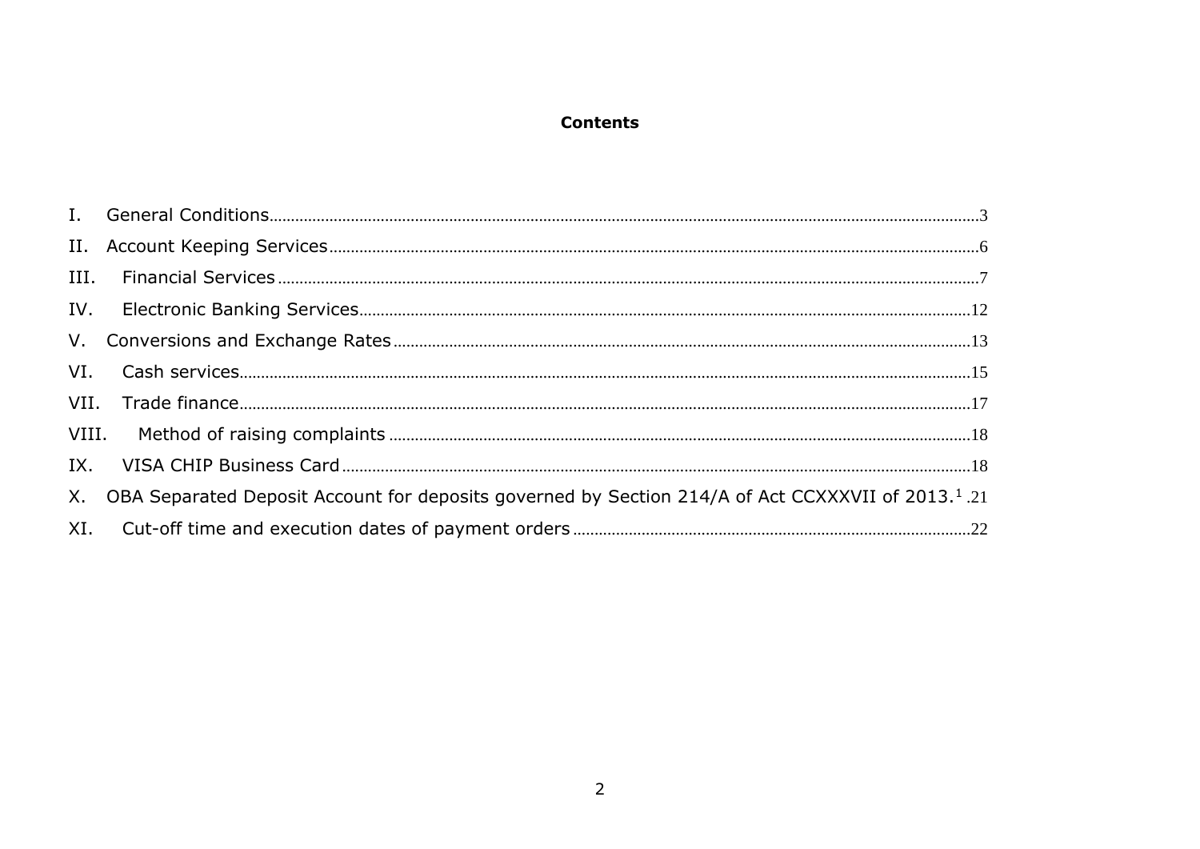**Contents**

I. General Conditions .......... 3

II. Account Keeping Services .......... 6

III. Financial Services .......... 7

IV. Electronic Banking Services .......... 12

V. Conversions and Exchange Rates .......... 13

VI. Cash services .......... 15

VII. Trade finance .......... 17

VIII. Method of raising complaints .......... 18

IX. VISA CHIP Business Card .......... 18

X. OBA Separated Deposit Account for deposits governed by Section 214/A of Act CCXXXVII of 2013.[1] .21

XI. Cut-off time and execution dates of payment orders .......... 22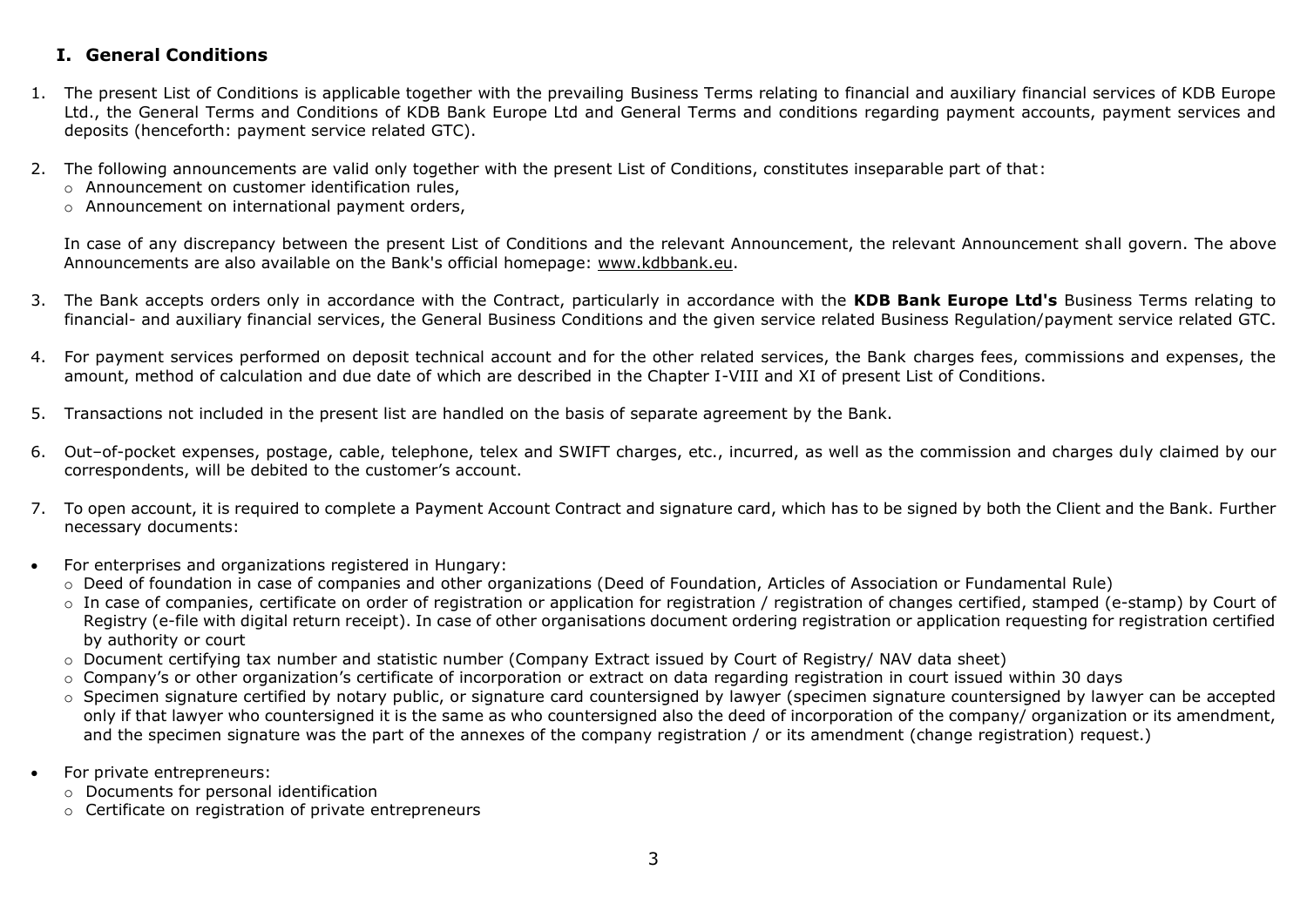## I. General Conditions

1. The present List of Conditions is applicable together with the prevailing Business Terms relating to financial and auxiliary financial services of KDB Europe Ltd., the General Terms and Conditions of KDB Bank Europe Ltd and General Terms and conditions regarding payment accounts, payment services and deposits (henceforth: payment service related GTC).

2. The following announcements are valid only together with the present List of Conditions, constitutes inseparable part of that:
   - Announcement on customer identification rules,
   - Announcement on international payment orders,

   In case of any discrepancy between the present List of Conditions and the relevant Announcement, the relevant Announcement shall govern. The above Announcements are also available on the Bank's official homepage: www.kdbbank.eu.

3. The Bank accepts orders only in accordance with the Contract, particularly in accordance with the **KDB Bank Europe Ltd's** Business Terms relating to financial- and auxiliary financial services, the General Business Conditions and the given service related Business Regulation/payment service related GTC.

4. For payment services performed on deposit technical account and for the other related services, the Bank charges fees, commissions and expenses, the amount, method of calculation and due date of which are described in the Chapter I-VIII and XI of present List of Conditions.

5. Transactions not included in the present list are handled on the basis of separate agreement by the Bank.

6. Out–of-pocket expenses, postage, cable, telephone, telex and SWIFT charges, etc., incurred, as well as the commission and charges duly claimed by our correspondents, will be debited to the customer's account.

7. To open account, it is required to complete a Payment Account Contract and signature card, which has to be signed by both the Client and the Bank. Further necessary documents:

- For enterprises and organizations registered in Hungary:
  - Deed of foundation in case of companies and other organizations (Deed of Foundation, Articles of Association or Fundamental Rule)
  - In case of companies, certificate on order of registration or application for registration / registration of changes certified, stamped (e-stamp) by Court of Registry (e-file with digital return receipt). In case of other organisations document ordering registration or application requesting for registration certified by authority or court
  - Document certifying tax number and statistic number (Company Extract issued by Court of Registry/ NAV data sheet)
  - Company's or other organization's certificate of incorporation or extract on data regarding registration in court issued within 30 days
  - Specimen signature certified by notary public, or signature card countersigned by lawyer (specimen signature countersigned by lawyer can be accepted only if that lawyer who countersigned it is the same as who countersigned also the deed of incorporation of the company/ organization or its amendment, and the specimen signature was the part of the annexes of the company registration / or its amendment (change registration) request.)

- For private entrepreneurs:
  - Documents for personal identification
  - Certificate on registration of private entrepreneurs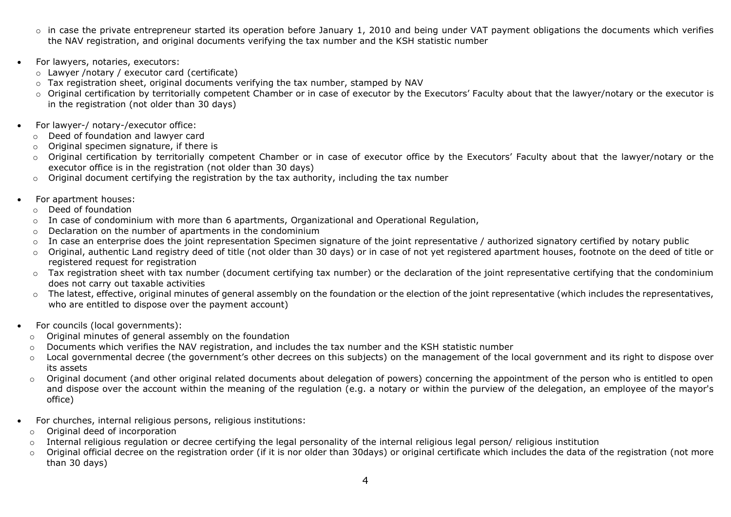- in case the private entrepreneur started its operation before January 1, 2010 and being under VAT payment obligations the documents which verifies the NAV registration, and original documents verifying the tax number and the KSH statistic number

- For lawyers, notaries, executors:
  - Lawyer /notary / executor card (certificate)
  - Tax registration sheet, original documents verifying the tax number, stamped by NAV
  - Original certification by territorially competent Chamber or in case of executor by the Executors' Faculty about that the lawyer/notary or the executor is in the registration (not older than 30 days)

- For lawyer-/ notary-/executor office:
  - Deed of foundation and lawyer card
  - Original specimen signature, if there is
  - Original certification by territorially competent Chamber or in case of executor office by the Executors' Faculty about that the lawyer/notary or the executor office is in the registration (not older than 30 days)
  - Original document certifying the registration by the tax authority, including the tax number

- For apartment houses:
  - Deed of foundation
  - In case of condominium with more than 6 apartments, Organizational and Operational Regulation,
  - Declaration on the number of apartments in the condominium
  - In case an enterprise does the joint representation Specimen signature of the joint representative / authorized signatory certified by notary public
  - Original, authentic Land registry deed of title (not older than 30 days) or in case of not yet registered apartment houses, footnote on the deed of title or registered request for registration
  - Tax registration sheet with tax number (document certifying tax number) or the declaration of the joint representative certifying that the condominium does not carry out taxable activities
  - The latest, effective, original minutes of general assembly on the foundation or the election of the joint representative (which includes the representatives, who are entitled to dispose over the payment account)

- For councils (local governments):
  - Original minutes of general assembly on the foundation
  - Documents which verifies the NAV registration, and includes the tax number and the KSH statistic number
  - Local governmental decree (the government's other decrees on this subjects) on the management of the local government and its right to dispose over its assets
  - Original document (and other original related documents about delegation of powers) concerning the appointment of the person who is entitled to open and dispose over the account within the meaning of the regulation (e.g. a notary or within the purview of the delegation, an employee of the mayor's office)

- For churches, internal religious persons, religious institutions:
  - Original deed of incorporation
  - Internal religious regulation or decree certifying the legal personality of the internal religious legal person/ religious institution
  - Original official decree on the registration order (if it is nor older than 30days) or original certificate which includes the data of the registration (not more than 30 days)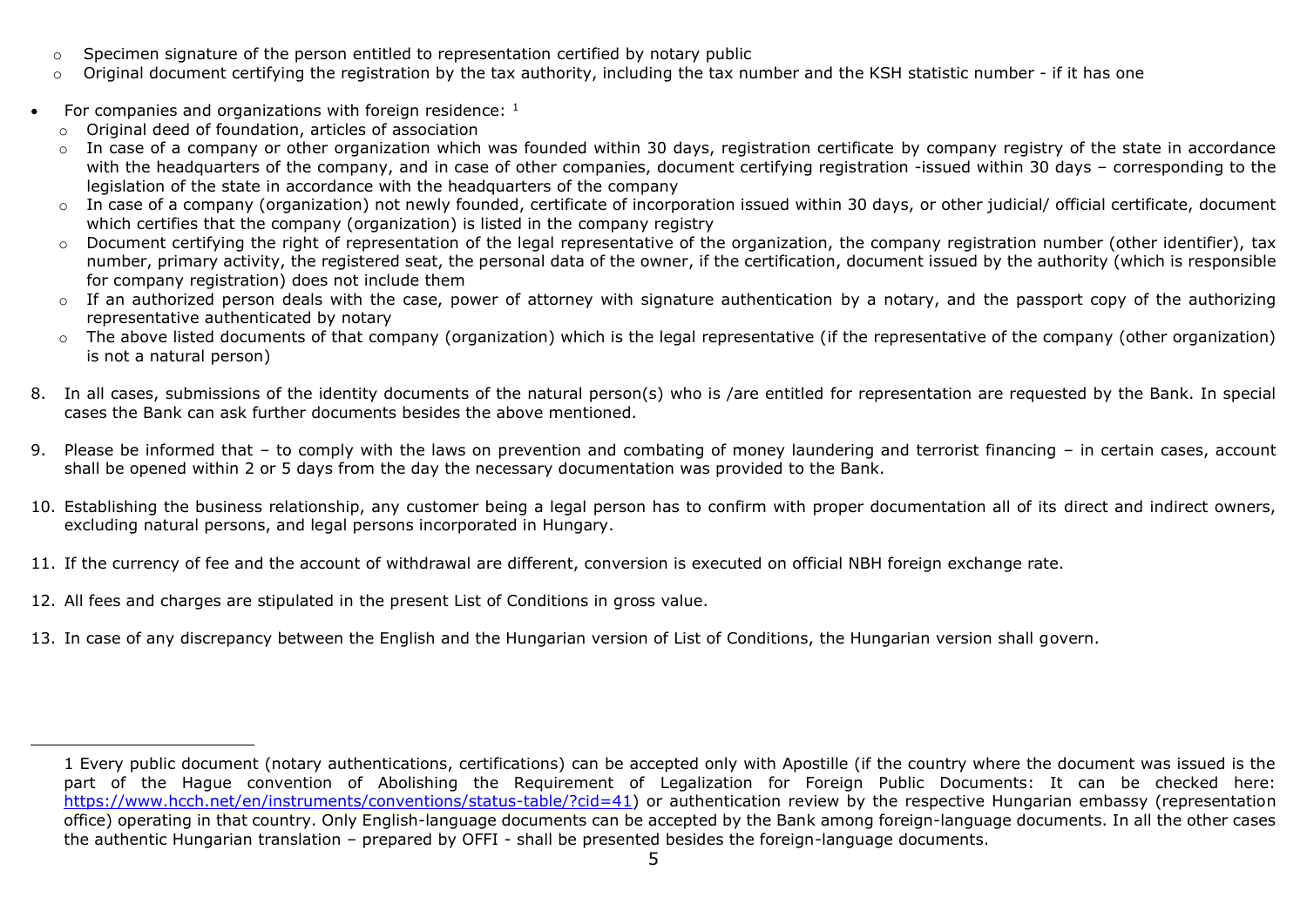- Specimen signature of the person entitled to representation certified by notary public
- Original document certifying the registration by the tax authority, including the tax number and the KSH statistic number - if it has one

- For companies and organizations with foreign residence: [1]
  - Original deed of foundation, articles of association
  - In case of a company or other organization which was founded within 30 days, registration certificate by company registry of the state in accordance with the headquarters of the company, and in case of other companies, document certifying registration -issued within 30 days – corresponding to the legislation of the state in accordance with the headquarters of the company
  - In case of a company (organization) not newly founded, certificate of incorporation issued within 30 days, or other judicial/ official certificate, document which certifies that the company (organization) is listed in the company registry
  - Document certifying the right of representation of the legal representative of the organization, the company registration number (other identifier), tax number, primary activity, the registered seat, the personal data of the owner, if the certification, document issued by the authority (which is responsible for company registration) does not include them
  - If an authorized person deals with the case, power of attorney with signature authentication by a notary, and the passport copy of the authorizing representative authenticated by notary
  - The above listed documents of that company (organization) which is the legal representative (if the representative of the company (other organization) is not a natural person)

8. In all cases, submissions of the identity documents of the natural person(s) who is /are entitled for representation are requested by the Bank. In special cases the Bank can ask further documents besides the above mentioned.

9. Please be informed that – to comply with the laws on prevention and combating of money laundering and terrorist financing – in certain cases, account shall be opened within 2 or 5 days from the day the necessary documentation was provided to the Bank.

10. Establishing the business relationship, any customer being a legal person has to confirm with proper documentation all of its direct and indirect owners, excluding natural persons, and legal persons incorporated in Hungary.

11. If the currency of fee and the account of withdrawal are different, conversion is executed on official NBH foreign exchange rate.

12. All fees and charges are stipulated in the present List of Conditions in gross value.

13. In case of any discrepancy between the English and the Hungarian version of List of Conditions, the Hungarian version shall govern.

---

[1] Every public document (notary authentications, certifications) can be accepted only with Apostille (if the country where the document was issued is the part of the Hague convention of Abolishing the Requirement of Legalization for Foreign Public Documents: It can be checked here: [https://www.hcch.net/en/instruments/conventions/status-table/?cid=41](https://www.hcch.net/en/instruments/conventions/status-table/?cid=41)) or authentication review by the respective Hungarian embassy (representation office) operating in that country. Only English-language documents can be accepted by the Bank among foreign-language documents. In all the other cases the authentic Hungarian translation – prepared by OFFI - shall be presented besides the foreign-language documents.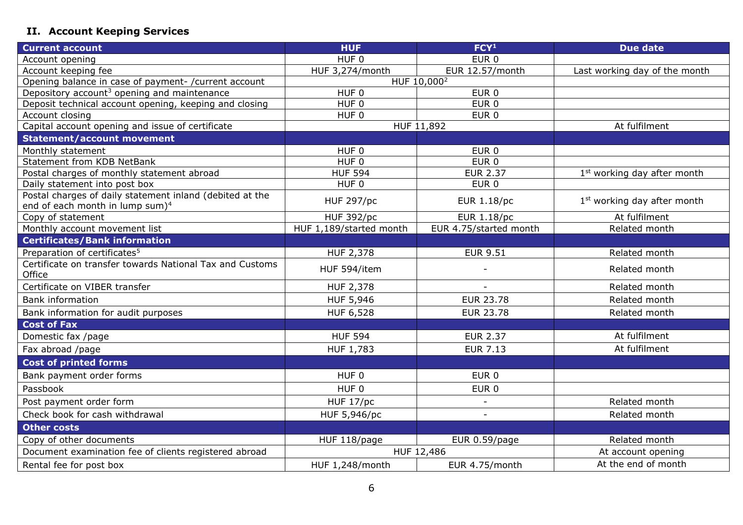## II. Account Keeping Services

| Current account | HUF | FCY[1] | Due date |
|---|---|---|---|
| Account opening | HUF 0 | EUR 0 | |
| Account keeping fee | HUF 3,274/month | EUR 12.57/month | Last working day of the month |
| Opening balance in case of payment- /current account | HUF 10,000[2] | | |
| Depository account[3] opening and maintenance | HUF 0 | EUR 0 | |
| Deposit technical account opening, keeping and closing | HUF 0 | EUR 0 | |
| Account closing | HUF 0 | EUR 0 | |
| Capital account opening and issue of certificate | HUF 11,892 | | At fulfilment |
| **Statement/account movement** | | | |
| Monthly statement | HUF 0 | EUR 0 | |
| Statement from KDB NetBank | HUF 0 | EUR 0 | |
| Postal charges of monthly statement abroad | HUF 594 | EUR 2.37 | 1st working day after month |
| Daily statement into post box | HUF 0 | EUR 0 | |
| Postal charges of daily statement inland (debited at the end of each month in lump sum)[4] | HUF 297/pc | EUR 1.18/pc | 1st working day after month |
| Copy of statement | HUF 392/pc | EUR 1.18/pc | At fulfilment |
| Monthly account movement list | HUF 1,189/started month | EUR 4.75/started month | Related month |
| **Certificates/Bank information** | | | |
| Preparation of certificates[5] | HUF 2,378 | EUR 9.51 | Related month |
| Certificate on transfer towards National Tax and Customs Office | HUF 594/item | - | Related month |
| Certificate on VIBER transfer | HUF 2,378 | - | Related month |
| Bank information | HUF 5,946 | EUR 23.78 | Related month |
| Bank information for audit purposes | HUF 6,528 | EUR 23.78 | Related month |
| **Cost of Fax** | | | |
| Domestic fax /page | HUF 594 | EUR 2.37 | At fulfilment |
| Fax abroad /page | HUF 1,783 | EUR 7.13 | At fulfilment |
| **Cost of printed forms** | | | |
| Bank payment order forms | HUF 0 | EUR 0 | |
| Passbook | HUF 0 | EUR 0 | |
| Post payment order form | HUF 17/pc | - | Related month |
| Check book for cash withdrawal | HUF 5,946/pc | - | Related month |
| **Other costs** | | | |
| Copy of other documents | HUF 118/page | EUR 0.59/page | Related month |
| Document examination fee of clients registered abroad | HUF 12,486 | | At account opening |
| Rental fee for post box | HUF 1,248/month | EUR 4.75/month | At the end of month |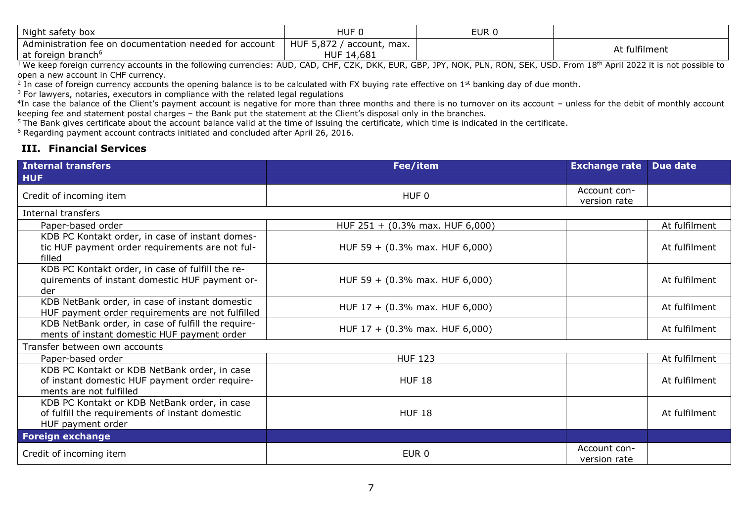| Night safety box | HUF 0 | EUR 0 | |
|---|---|---|---|
| Administration fee on documentation needed for account at foreign branch[6] | HUF 5,872 / account, max. HUF 14,681 | | At fulfilment |

[1] We keep foreign currency accounts in the following currencies: AUD, CAD, CHF, CZK, DKK, EUR, GBP, JPY, NOK, PLN, RON, SEK, USD. From 18th April 2022 it is not possible to open a new account in CHF currency.
[2] In case of foreign currency accounts the opening balance is to be calculated with FX buying rate effective on 1st banking day of due month.
[3] For lawyers, notaries, executors in compliance with the related legal regulations
[4] In case the balance of the Client's payment account is negative for more than three months and there is no turnover on its account – unless for the debit of monthly account keeping fee and statement postal charges – the Bank put the statement at the Client's disposal only in the branches.
[5] The Bank gives certificate about the account balance valid at the time of issuing the certificate, which time is indicated in the certificate.
[6] Regarding payment account contracts initiated and concluded after April 26, 2016.

## III. Financial Services

| Internal transfers | Fee/item | Exchange rate | Due date |
|---|---|---|---|
| **HUF** | | | |
| Credit of incoming item | HUF 0 | Account conversion rate | |
| Internal transfers | | | |
| Paper-based order | HUF 251 + (0.3% max. HUF 6,000) | | At fulfilment |
| KDB PC Kontakt order, in case of instant domestic HUF payment order requirements are not fulfilled | HUF 59 + (0.3% max. HUF 6,000) | | At fulfilment |
| KDB PC Kontakt order, in case of fulfill the requirements of instant domestic HUF payment order | HUF 59 + (0.3% max. HUF 6,000) | | At fulfilment |
| KDB NetBank order, in case of instant domestic HUF payment order requirements are not fulfilled | HUF 17 + (0.3% max. HUF 6,000) | | At fulfilment |
| KDB NetBank order, in case of fulfill the requirements of instant domestic HUF payment order | HUF 17 + (0.3% max. HUF 6,000) | | At fulfilment |
| Transfer between own accounts | | | |
| Paper-based order | HUF 123 | | At fulfilment |
| KDB PC Kontakt or KDB NetBank order, in case of instant domestic HUF payment order requirements are not fulfilled | HUF 18 | | At fulfilment |
| KDB PC Kontakt or KDB NetBank order, in case of fulfill the requirements of instant domestic HUF payment order | HUF 18 | | At fulfilment |
| **Foreign exchange** | | | |
| Credit of incoming item | EUR 0 | Account conversion rate | |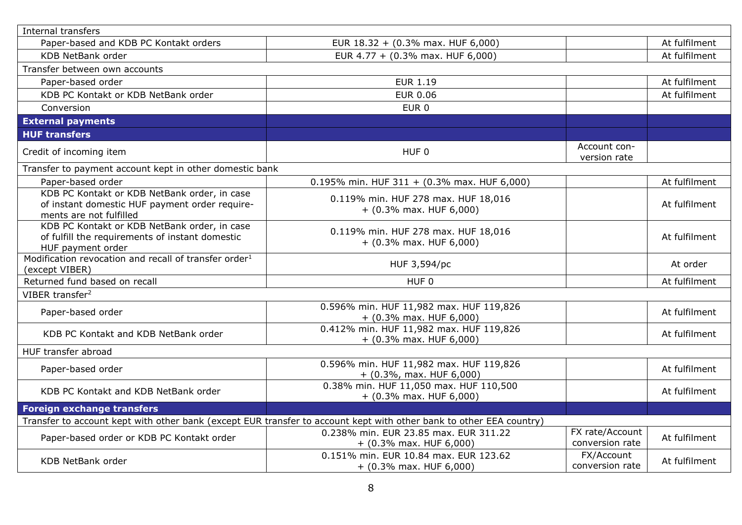| | | | |
|---|---|---|---|
| Internal transfers | | | |
| Paper-based and KDB PC Kontakt orders | EUR 18.32 + (0.3% max. HUF 6,000) | | At fulfilment |
| KDB NetBank order | EUR 4.77 + (0.3% max. HUF 6,000) | | At fulfilment |
| Transfer between own accounts | | | |
| Paper-based order | EUR 1.19 | | At fulfilment |
| KDB PC Kontakt or KDB NetBank order | EUR 0.06 | | At fulfilment |
| Conversion | EUR 0 | | |
| **External payments** | | | |
| **HUF transfers** | | | |
| Credit of incoming item | HUF 0 | Account conversion rate | |
| Transfer to payment account kept in other domestic bank | | | |
| Paper-based order | 0.195% min. HUF 311 + (0.3% max. HUF 6,000) | | At fulfilment |
| KDB PC Kontakt or KDB NetBank order, in case of instant domestic HUF payment order requirements are not fulfilled | 0.119% min. HUF 278 max. HUF 18,016 + (0.3% max. HUF 6,000) | | At fulfilment |
| KDB PC Kontakt or KDB NetBank order, in case of fulfill the requirements of instant domestic HUF payment order | 0.119% min. HUF 278 max. HUF 18,016 + (0.3% max. HUF 6,000) | | At fulfilment |
| Modification revocation and recall of transfer order[1] (except VIBER) | HUF 3,594/pc | | At order |
| Returned fund based on recall | HUF 0 | | At fulfilment |
| VIBER transfer[2] | | | |
| Paper-based order | 0.596% min. HUF 11,982 max. HUF 119,826 + (0.3% max. HUF 6,000) | | At fulfilment |
| KDB PC Kontakt and KDB NetBank order | 0.412% min. HUF 11,982 max. HUF 119,826 + (0.3% max. HUF 6,000) | | At fulfilment |
| HUF transfer abroad | | | |
| Paper-based order | 0.596% min. HUF 11,982 max. HUF 119,826 + (0.3%, max. HUF 6,000) | | At fulfilment |
| KDB PC Kontakt and KDB NetBank order | 0.38% min. HUF 11,050 max. HUF 110,500 + (0.3% max. HUF 6,000) | | At fulfilment |
| **Foreign exchange transfers** | | | |
| Transfer to account kept with other bank (except EUR transfer to account kept with other bank to other EEA country) | | | |
| Paper-based order or KDB PC Kontakt order | 0.238% min. EUR 23.85 max. EUR 311.22 + (0.3% max. HUF 6,000) | FX rate/Account conversion rate | At fulfilment |
| KDB NetBank order | 0.151% min. EUR 10.84 max. EUR 123.62 + (0.3% max. HUF 6,000) | FX/Account conversion rate | At fulfilment |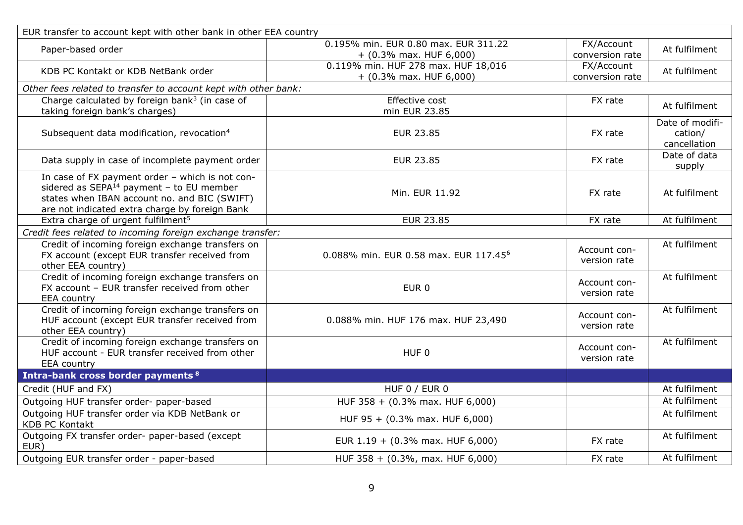| EUR transfer to account kept with other bank in other EEA country | | | |
|---|---|---|---|
| Paper-based order | 0.195% min. EUR 0.80 max. EUR 311.22 + (0.3% max. HUF 6,000) | FX/Account conversion rate | At fulfilment |
| KDB PC Kontakt or KDB NetBank order | 0.119% min. HUF 278 max. HUF 18,016 + (0.3% max. HUF 6,000) | FX/Account conversion rate | At fulfilment |
| *Other fees related to transfer to account kept with other bank:* | | | |
| Charge calculated by foreign bank[3] (in case of taking foreign bank's charges) | Effective cost min EUR 23.85 | FX rate | At fulfilment |
| Subsequent data modification, revocation[4] | EUR 23.85 | FX rate | Date of modification/ cancellation |
| Data supply in case of incomplete payment order | EUR 23.85 | FX rate | Date of data supply |
| In case of FX payment order – which is not considered as SEPA[14] payment – to EU member states when IBAN account no. and BIC (SWIFT) are not indicated extra charge by foreign Bank | Min. EUR 11.92 | FX rate | At fulfilment |
| Extra charge of urgent fulfilment[5] | EUR 23.85 | FX rate | At fulfilment |
| *Credit fees related to incoming foreign exchange transfer:* | | | |
| Credit of incoming foreign exchange transfers on FX account (except EUR transfer received from other EEA country) | 0.088% min. EUR 0.58 max. EUR 117.45[6] | Account conversion rate | At fulfilment |
| Credit of incoming foreign exchange transfers on FX account – EUR transfer received from other EEA country | EUR 0 | Account conversion rate | At fulfilment |
| Credit of incoming foreign exchange transfers on HUF account (except EUR transfer received from other EEA country) | 0.088% min. HUF 176 max. HUF 23,490 | Account conversion rate | At fulfilment |
| Credit of incoming foreign exchange transfers on HUF account - EUR transfer received from other EEA country | HUF 0 | Account conversion rate | At fulfilment |
| **Intra-bank cross border payments [8]** | | | |
| Credit (HUF and FX) | HUF 0 / EUR 0 | | At fulfilment |
| Outgoing HUF transfer order- paper-based | HUF 358 + (0.3% max. HUF 6,000) | | At fulfilment |
| Outgoing HUF transfer order via KDB NetBank or KDB PC Kontakt | HUF 95 + (0.3% max. HUF 6,000) | | At fulfilment |
| Outgoing FX transfer order- paper-based (except EUR) | EUR 1.19 + (0.3% max. HUF 6,000) | FX rate | At fulfilment |
| Outgoing EUR transfer order - paper-based | HUF 358 + (0.3%, max. HUF 6,000) | FX rate | At fulfilment |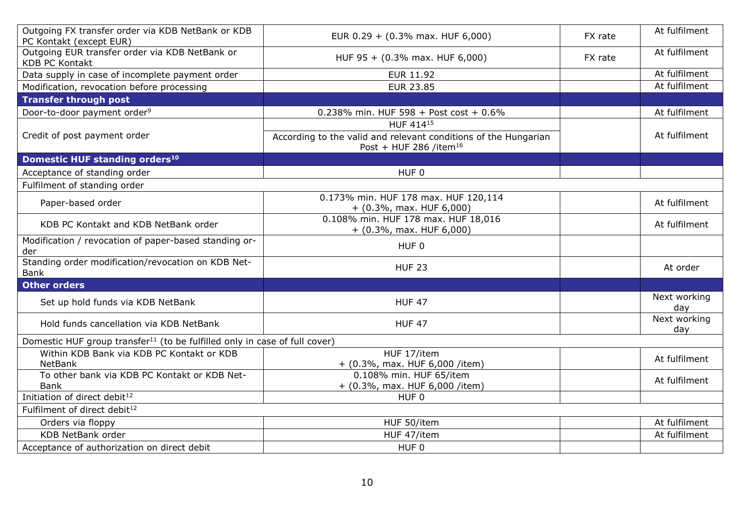| | | | |
|---|---|---|---|
| Outgoing FX transfer order via KDB NetBank or KDB PC Kontakt (except EUR) | EUR 0.29 + (0.3% max. HUF 6,000) | FX rate | At fulfilment |
| Outgoing EUR transfer order via KDB NetBank or KDB PC Kontakt | HUF 95 + (0.3% max. HUF 6,000) | FX rate | At fulfilment |
| Data supply in case of incomplete payment order | EUR 11.92 | | At fulfilment |
| Modification, revocation before processing | EUR 23.85 | | At fulfilment |
| **Transfer through post** | | | |
| Door-to-door payment order[9] | 0.238% min. HUF 598 + Post cost + 0.6% | | At fulfilment |
| Credit of post payment order | HUF 414[15] | | At fulfilment |
| | According to the valid and relevant conditions of the Hungarian Post + HUF 286 /item[16] | | |
| **Domestic HUF standing orders[10]** | | | |
| Acceptance of standing order | HUF 0 | | |
| Fulfilment of standing order | | | |
| Paper-based order | 0.173% min. HUF 178 max. HUF 120,114 + (0.3%, max. HUF 6,000) | | At fulfilment |
| KDB PC Kontakt and KDB NetBank order | 0.108% min. HUF 178 max. HUF 18,016 + (0.3%, max. HUF 6,000) | | At fulfilment |
| Modification / revocation of paper-based standing order | HUF 0 | | |
| Standing order modification/revocation on KDB NetBank | HUF 23 | | At order |
| **Other orders** | | | |
| Set up hold funds via KDB NetBank | HUF 47 | | Next working day |
| Hold funds cancellation via KDB NetBank | HUF 47 | | Next working day |
| Domestic HUF group transfer[11] (to be fulfilled only in case of full cover) | | | |
| Within KDB Bank via KDB PC Kontakt or KDB NetBank | HUF 17/item + (0.3%, max. HUF 6,000 /item) | | At fulfilment |
| To other bank via KDB PC Kontakt or KDB NetBank | 0.108% min. HUF 65/item + (0.3%, max. HUF 6,000 /item) | | At fulfilment |
| Initiation of direct debit[12] | HUF 0 | | |
| Fulfilment of direct debit[12] | | | |
| Orders via floppy | HUF 50/item | | At fulfilment |
| KDB NetBank order | HUF 47/item | | At fulfilment |
| Acceptance of authorization on direct debit | HUF 0 | | |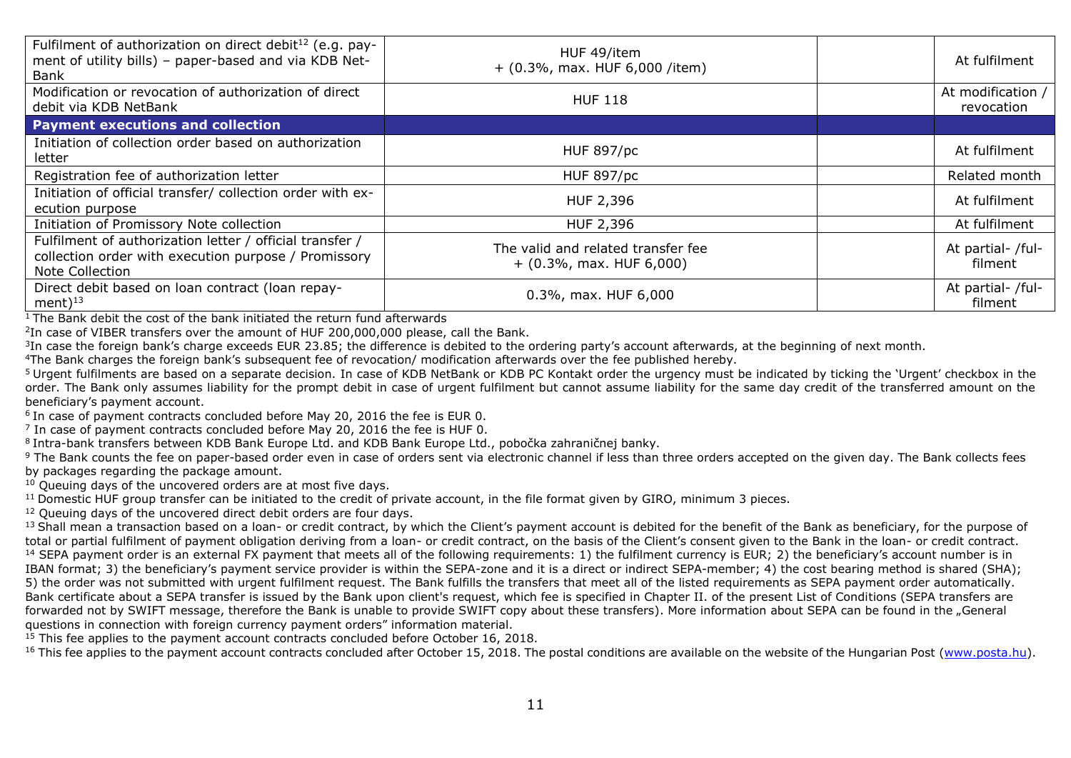| | | | |
|---|---|---|---|
| Fulfilment of authorization on direct debit[12] (e.g. payment of utility bills) – paper-based and via KDB NetBank | HUF 49/item + (0.3%, max. HUF 6,000 /item) | | At fulfilment |
| Modification or revocation of authorization of direct debit via KDB NetBank | HUF 118 | | At modification / revocation |
| **Payment executions and collection** | | | |
| Initiation of collection order based on authorization letter | HUF 897/pc | | At fulfilment |
| Registration fee of authorization letter | HUF 897/pc | | Related month |
| Initiation of official transfer/ collection order with execution purpose | HUF 2,396 | | At fulfilment |
| Initiation of Promissory Note collection | HUF 2,396 | | At fulfilment |
| Fulfilment of authorization letter / official transfer / collection order with execution purpose / Promissory Note Collection | The valid and related transfer fee + (0.3%, max. HUF 6,000) | | At partial- /fulfilment |
| Direct debit based on loan contract (loan repayment)[13] | 0.3%, max. HUF 6,000 | | At partial- /fulfilment |

[1] The Bank debit the cost of the bank initiated the return fund afterwards

[2] In case of VIBER transfers over the amount of HUF 200,000,000 please, call the Bank.

[3] In case the foreign bank's charge exceeds EUR 23.85; the difference is debited to the ordering party's account afterwards, at the beginning of next month.

[4] The Bank charges the foreign bank's subsequent fee of revocation/ modification afterwards over the fee published hereby.

[5] Urgent fulfilments are based on a separate decision. In case of KDB NetBank or KDB PC Kontakt order the urgency must be indicated by ticking the 'Urgent' checkbox in the order. The Bank only assumes liability for the prompt debit in case of urgent fulfilment but cannot assume liability for the same day credit of the transferred amount on the beneficiary's payment account.

[6] In case of payment contracts concluded before May 20, 2016 the fee is EUR 0.

[7] In case of payment contracts concluded before May 20, 2016 the fee is HUF 0.

[8] Intra-bank transfers between KDB Bank Europe Ltd. and KDB Bank Europe Ltd., pobočka zahraničnej banky.

[9] The Bank counts the fee on paper-based order even in case of orders sent via electronic channel if less than three orders accepted on the given day. The Bank collects fees by packages regarding the package amount.

[10] Queuing days of the uncovered orders are at most five days.

[11] Domestic HUF group transfer can be initiated to the credit of private account, in the file format given by GIRO, minimum 3 pieces.

[12] Queuing days of the uncovered direct debit orders are four days.

[13] Shall mean a transaction based on a loan- or credit contract, by which the Client's payment account is debited for the benefit of the Bank as beneficiary, for the purpose of total or partial fulfilment of payment obligation deriving from a loan- or credit contract, on the basis of the Client's consent given to the Bank in the loan- or credit contract.

[14] SEPA payment order is an external FX payment that meets all of the following requirements: 1) the fulfilment currency is EUR; 2) the beneficiary's account number is in IBAN format; 3) the beneficiary's payment service provider is within the SEPA-zone and it is a direct or indirect SEPA-member; 4) the cost bearing method is shared (SHA); 5) the order was not submitted with urgent fulfilment request. The Bank fulfills the transfers that meet all of the listed requirements as SEPA payment order automatically. Bank certificate about a SEPA transfer is issued by the Bank upon client's request, which fee is specified in Chapter II. of the present List of Conditions (SEPA transfers are forwarded not by SWIFT message, therefore the Bank is unable to provide SWIFT copy about these transfers). More information about SEPA can be found in the „General questions in connection with foreign currency payment orders" information material.

[15] This fee applies to the payment account contracts concluded before October 16, 2018.

[16] This fee applies to the payment account contracts concluded after October 15, 2018. The postal conditions are available on the website of the Hungarian Post (www.posta.hu).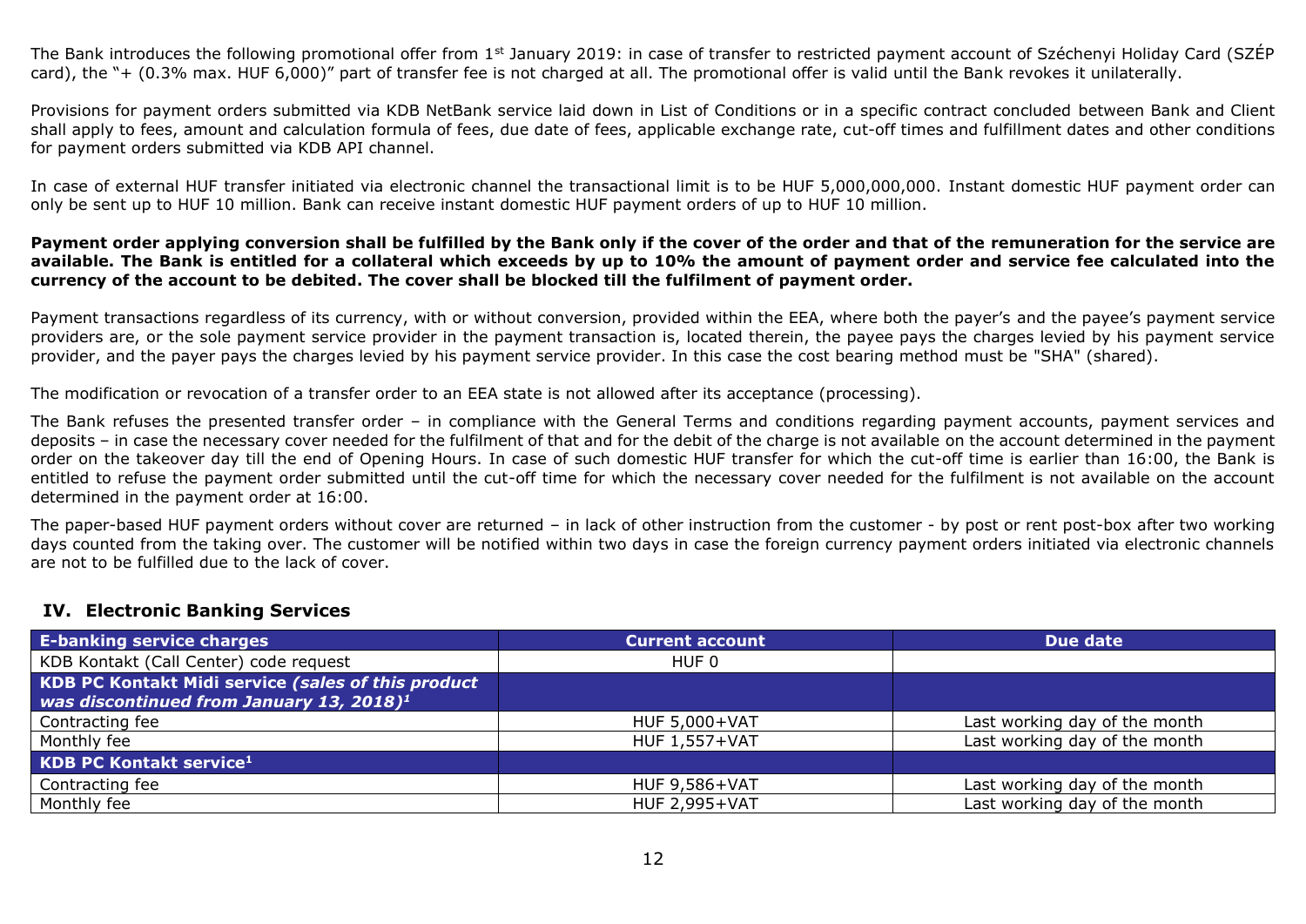The Bank introduces the following promotional offer from 1st January 2019: in case of transfer to restricted payment account of Széchenyi Holiday Card (SZÉP card), the "+ (0.3% max. HUF 6,000)" part of transfer fee is not charged at all. The promotional offer is valid until the Bank revokes it unilaterally.

Provisions for payment orders submitted via KDB NetBank service laid down in List of Conditions or in a specific contract concluded between Bank and Client shall apply to fees, amount and calculation formula of fees, due date of fees, applicable exchange rate, cut-off times and fulfillment dates and other conditions for payment orders submitted via KDB API channel.

In case of external HUF transfer initiated via electronic channel the transactional limit is to be HUF 5,000,000,000. Instant domestic HUF payment order can only be sent up to HUF 10 million. Bank can receive instant domestic HUF payment orders of up to HUF 10 million.

**Payment order applying conversion shall be fulfilled by the Bank only if the cover of the order and that of the remuneration for the service are available. The Bank is entitled for a collateral which exceeds by up to 10% the amount of payment order and service fee calculated into the currency of the account to be debited. The cover shall be blocked till the fulfilment of payment order.**

Payment transactions regardless of its currency, with or without conversion, provided within the EEA, where both the payer's and the payee's payment service providers are, or the sole payment service provider in the payment transaction is, located therein, the payee pays the charges levied by his payment service provider, and the payer pays the charges levied by his payment service provider. In this case the cost bearing method must be "SHA" (shared).

The modification or revocation of a transfer order to an EEA state is not allowed after its acceptance (processing).

The Bank refuses the presented transfer order – in compliance with the General Terms and conditions regarding payment accounts, payment services and deposits – in case the necessary cover needed for the fulfilment of that and for the debit of the charge is not available on the account determined in the payment order on the takeover day till the end of Opening Hours. In case of such domestic HUF transfer for which the cut-off time is earlier than 16:00, the Bank is entitled to refuse the payment order submitted until the cut-off time for which the necessary cover needed for the fulfilment is not available on the account determined in the payment order at 16:00.

The paper-based HUF payment orders without cover are returned – in lack of other instruction from the customer - by post or rent post-box after two working days counted from the taking over. The customer will be notified within two days in case the foreign currency payment orders initiated via electronic channels are not to be fulfilled due to the lack of cover.

## IV. Electronic Banking Services

| E-banking service charges | Current account | Due date |
|---|---|---|
| KDB Kontakt (Call Center) code request | HUF 0 | |
| **KDB PC Kontakt Midi service *(sales of this product was discontinued from January 13, 2018)*[1]** | | |
| Contracting fee | HUF 5,000+VAT | Last working day of the month |
| Monthly fee | HUF 1,557+VAT | Last working day of the month |
| **KDB PC Kontakt service[1]** | | |
| Contracting fee | HUF 9,586+VAT | Last working day of the month |
| Monthly fee | HUF 2,995+VAT | Last working day of the month |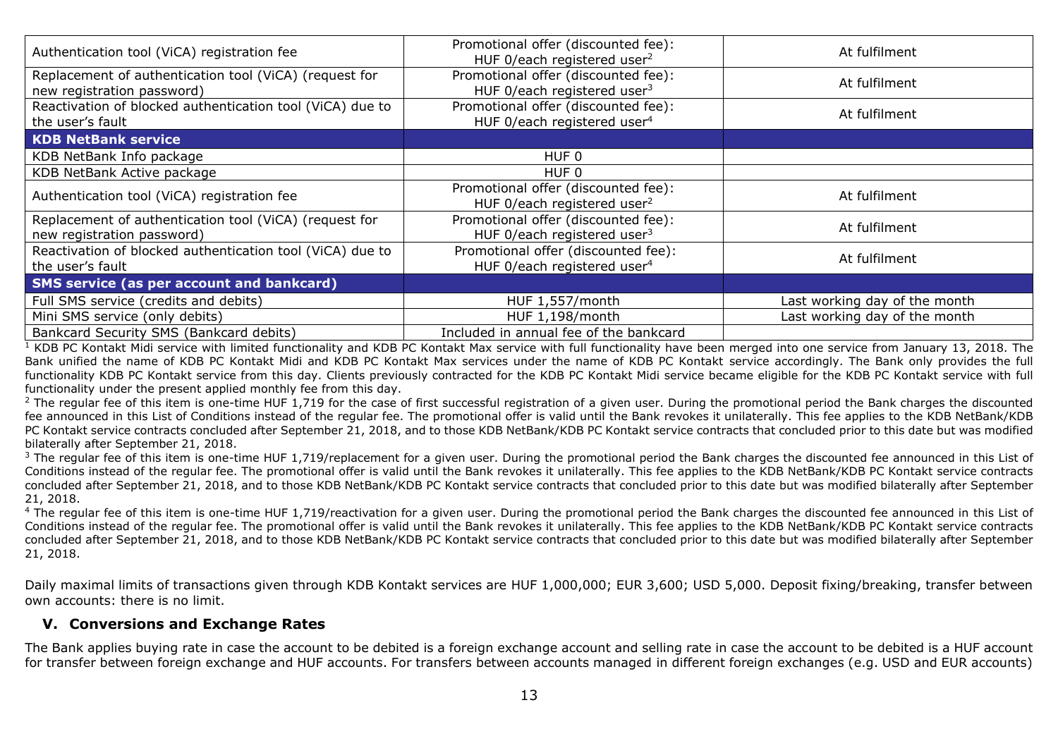| | | |
|---|---|---|
| Authentication tool (ViCA) registration fee | Promotional offer (discounted fee): HUF 0/each registered user[2] | At fulfilment |
| Replacement of authentication tool (ViCA) (request for new registration password) | Promotional offer (discounted fee): HUF 0/each registered user[3] | At fulfilment |
| Reactivation of blocked authentication tool (ViCA) due to the user's fault | Promotional offer (discounted fee): HUF 0/each registered user[4] | At fulfilment |
| **KDB NetBank service** | | |
| KDB NetBank Info package | HUF 0 | |
| KDB NetBank Active package | HUF 0 | |
| Authentication tool (ViCA) registration fee | Promotional offer (discounted fee): HUF 0/each registered user[2] | At fulfilment |
| Replacement of authentication tool (ViCA) (request for new registration password) | Promotional offer (discounted fee): HUF 0/each registered user[3] | At fulfilment |
| Reactivation of blocked authentication tool (ViCA) due to the user's fault | Promotional offer (discounted fee): HUF 0/each registered user[4] | At fulfilment |
| **SMS service (as per account and bankcard)** | | |
| Full SMS service (credits and debits) | HUF 1,557/month | Last working day of the month |
| Mini SMS service (only debits) | HUF 1,198/month | Last working day of the month |
| Bankcard Security SMS (Bankcard debits) | Included in annual fee of the bankcard | |

[1] KDB PC Kontakt Midi service with limited functionality and KDB PC Kontakt Max service with full functionality have been merged into one service from January 13, 2018. The Bank unified the name of KDB PC Kontakt Midi and KDB PC Kontakt Max services under the name of KDB PC Kontakt service accordingly. The Bank only provides the full functionality KDB PC Kontakt service from this day. Clients previously contracted for the KDB PC Kontakt Midi service became eligible for the KDB PC Kontakt service with full functionality under the present applied monthly fee from this day.

[2] The regular fee of this item is one-time HUF 1,719 for the case of first successful registration of a given user. During the promotional period the Bank charges the discounted fee announced in this List of Conditions instead of the regular fee. The promotional offer is valid until the Bank revokes it unilaterally. This fee applies to the KDB NetBank/KDB PC Kontakt service contracts concluded after September 21, 2018, and to those KDB NetBank/KDB PC Kontakt service contracts that concluded prior to this date but was modified bilaterally after September 21, 2018.

[3] The regular fee of this item is one-time HUF 1,719/replacement for a given user. During the promotional period the Bank charges the discounted fee announced in this List of Conditions instead of the regular fee. The promotional offer is valid until the Bank revokes it unilaterally. This fee applies to the KDB NetBank/KDB PC Kontakt service contracts concluded after September 21, 2018, and to those KDB NetBank/KDB PC Kontakt service contracts that concluded prior to this date but was modified bilaterally after September 21, 2018.

[4] The regular fee of this item is one-time HUF 1,719/reactivation for a given user. During the promotional period the Bank charges the discounted fee announced in this List of Conditions instead of the regular fee. The promotional offer is valid until the Bank revokes it unilaterally. This fee applies to the KDB NetBank/KDB PC Kontakt service contracts concluded after September 21, 2018, and to those KDB NetBank/KDB PC Kontakt service contracts that concluded prior to this date but was modified bilaterally after September 21, 2018.

Daily maximal limits of transactions given through KDB Kontakt services are HUF 1,000,000; EUR 3,600; USD 5,000. Deposit fixing/breaking, transfer between own accounts: there is no limit.

## V. Conversions and Exchange Rates

The Bank applies buying rate in case the account to be debited is a foreign exchange account and selling rate in case the account to be debited is a HUF account for transfer between foreign exchange and HUF accounts. For transfers between accounts managed in different foreign exchanges (e.g. USD and EUR accounts)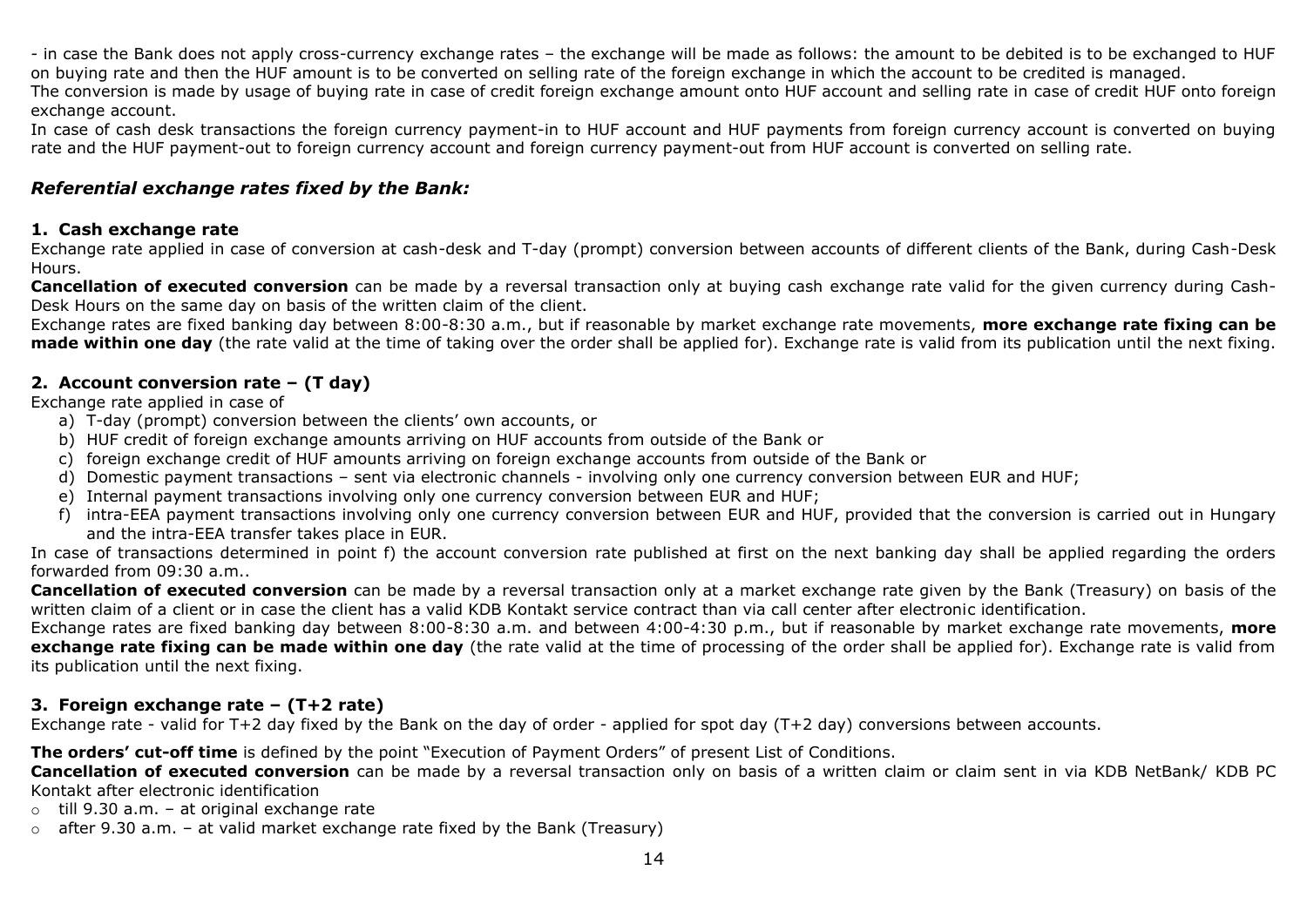- in case the Bank does not apply cross-currency exchange rates – the exchange will be made as follows: the amount to be debited is to be exchanged to HUF on buying rate and then the HUF amount is to be converted on selling rate of the foreign exchange in which the account to be credited is managed.
The conversion is made by usage of buying rate in case of credit foreign exchange amount onto HUF account and selling rate in case of credit HUF onto foreign exchange account.
In case of cash desk transactions the foreign currency payment-in to HUF account and HUF payments from foreign currency account is converted on buying rate and the HUF payment-out to foreign currency account and foreign currency payment-out from HUF account is converted on selling rate.

### *Referential exchange rates fixed by the Bank:*

**1. Cash exchange rate**

Exchange rate applied in case of conversion at cash-desk and T-day (prompt) conversion between accounts of different clients of the Bank, during Cash-Desk Hours.

**Cancellation of executed conversion** can be made by a reversal transaction only at buying cash exchange rate valid for the given currency during Cash-Desk Hours on the same day on basis of the written claim of the client.

Exchange rates are fixed banking day between 8:00-8:30 a.m., but if reasonable by market exchange rate movements, **more exchange rate fixing can be made within one day** (the rate valid at the time of taking over the order shall be applied for). Exchange rate is valid from its publication until the next fixing.

**2. Account conversion rate – (T day)**

Exchange rate applied in case of

a) T-day (prompt) conversion between the clients' own accounts, or
b) HUF credit of foreign exchange amounts arriving on HUF accounts from outside of the Bank or
c) foreign exchange credit of HUF amounts arriving on foreign exchange accounts from outside of the Bank or
d) Domestic payment transactions – sent via electronic channels - involving only one currency conversion between EUR and HUF;
e) Internal payment transactions involving only one currency conversion between EUR and HUF;
f) intra-EEA payment transactions involving only one currency conversion between EUR and HUF, provided that the conversion is carried out in Hungary and the intra-EEA transfer takes place in EUR.

In case of transactions determined in point f) the account conversion rate published at first on the next banking day shall be applied regarding the orders forwarded from 09:30 a.m..

**Cancellation of executed conversion** can be made by a reversal transaction only at a market exchange rate given by the Bank (Treasury) on basis of the written claim of a client or in case the client has a valid KDB Kontakt service contract than via call center after electronic identification.

Exchange rates are fixed banking day between 8:00-8:30 a.m. and between 4:00-4:30 p.m., but if reasonable by market exchange rate movements, **more exchange rate fixing can be made within one day** (the rate valid at the time of processing of the order shall be applied for). Exchange rate is valid from its publication until the next fixing.

**3. Foreign exchange rate – (T+2 rate)**

Exchange rate - valid for T+2 day fixed by the Bank on the day of order - applied for spot day (T+2 day) conversions between accounts.

**The orders' cut-off time** is defined by the point "Execution of Payment Orders" of present List of Conditions.

**Cancellation of executed conversion** can be made by a reversal transaction only on basis of a written claim or claim sent in via KDB NetBank/ KDB PC Kontakt after electronic identification

- till 9.30 a.m. – at original exchange rate
- after 9.30 a.m. – at valid market exchange rate fixed by the Bank (Treasury)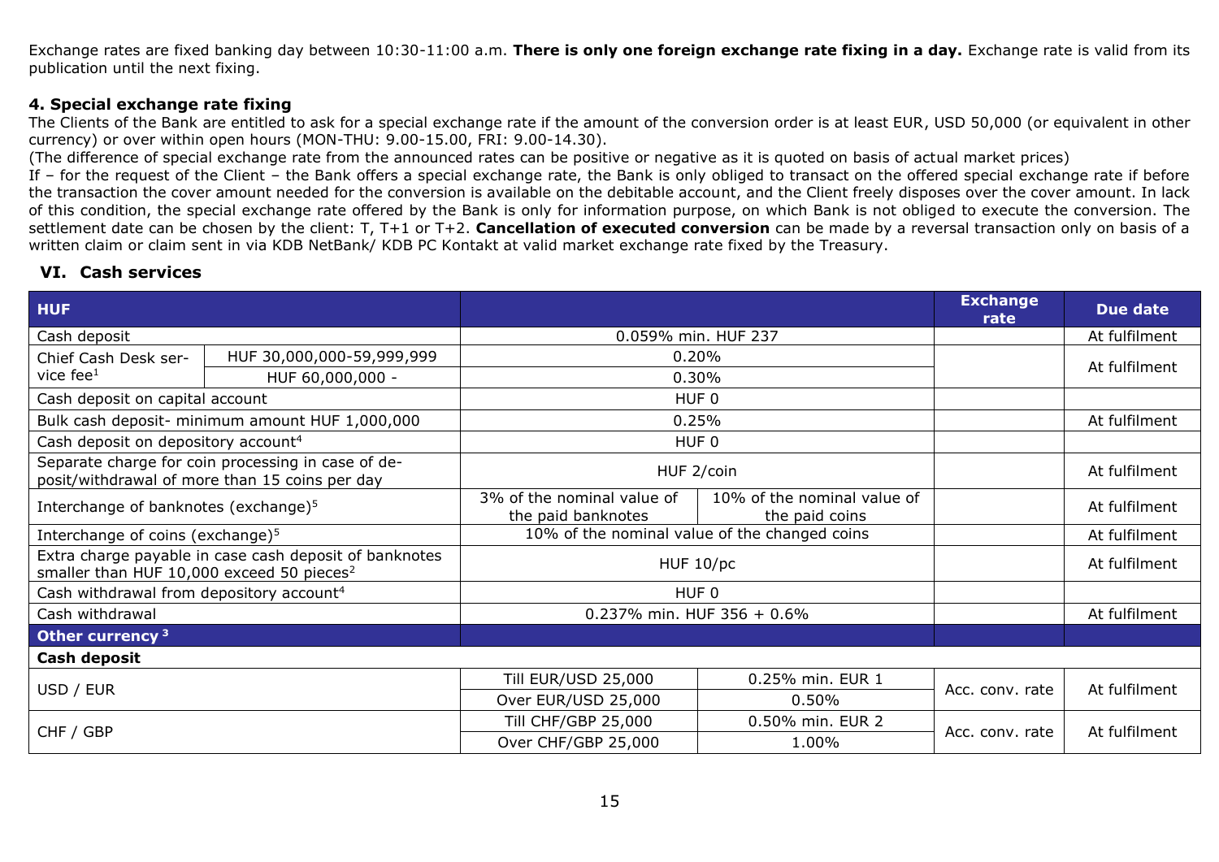Exchange rates are fixed banking day between 10:30-11:00 a.m. **There is only one foreign exchange rate fixing in a day.** Exchange rate is valid from its publication until the next fixing.

### 4. Special exchange rate fixing

The Clients of the Bank are entitled to ask for a special exchange rate if the amount of the conversion order is at least EUR, USD 50,000 (or equivalent in other currency) or over within open hours (MON-THU: 9.00-15.00, FRI: 9.00-14.30).

(The difference of special exchange rate from the announced rates can be positive or negative as it is quoted on basis of actual market prices)

If – for the request of the Client – the Bank offers a special exchange rate, the Bank is only obliged to transact on the offered special exchange rate if before the transaction the cover amount needed for the conversion is available on the debitable account, and the Client freely disposes over the cover amount. In lack of this condition, the special exchange rate offered by the Bank is only for information purpose, on which Bank is not obliged to execute the conversion. The settlement date can be chosen by the client: T, T+1 or T+2. **Cancellation of executed conversion** can be made by a reversal transaction only on basis of a written claim or claim sent in via KDB NetBank/ KDB PC Kontakt at valid market exchange rate fixed by the Treasury.

## VI. Cash services

| HUF | | | | Exchange rate | Due date |
|---|---|---|---|---|---|
| Cash deposit | | 0.059% min. HUF 237 | | | At fulfilment |
| Chief Cash Desk service fee[1] | HUF 30,000,000-59,999,999 | 0.20% | | | At fulfilment |
| | HUF 60,000,000 - | 0.30% | | | |
| Cash deposit on capital account | | HUF 0 | | | |
| Bulk cash deposit- minimum amount HUF 1,000,000 | | 0.25% | | | At fulfilment |
| Cash deposit on depository account[4] | | HUF 0 | | | |
| Separate charge for coin processing in case of deposit/withdrawal of more than 15 coins per day | | HUF 2/coin | | | At fulfilment |
| Interchange of banknotes (exchange)[5] | | 3% of the nominal value of the paid banknotes | 10% of the nominal value of the paid coins | | At fulfilment |
| Interchange of coins (exchange)[5] | | 10% of the nominal value of the changed coins | | | At fulfilment |
| Extra charge payable in case cash deposit of banknotes smaller than HUF 10,000 exceed 50 pieces[2] | | HUF 10/pc | | | At fulfilment |
| Cash withdrawal from depository account[4] | | HUF 0 | | | |
| Cash withdrawal | | 0.237% min. HUF 356 + 0.6% | | | At fulfilment |
| **Other currency [3]** | | | | | |
| **Cash deposit** | | | | | |
| USD / EUR | | Till EUR/USD 25,000 | 0.25% min. EUR 1 | Acc. conv. rate | At fulfilment |
| | | Over EUR/USD 25,000 | 0.50% | | |
| CHF / GBP | | Till CHF/GBP 25,000 | 0.50% min. EUR 2 | Acc. conv. rate | At fulfilment |
| | | Over CHF/GBP 25,000 | 1.00% | | |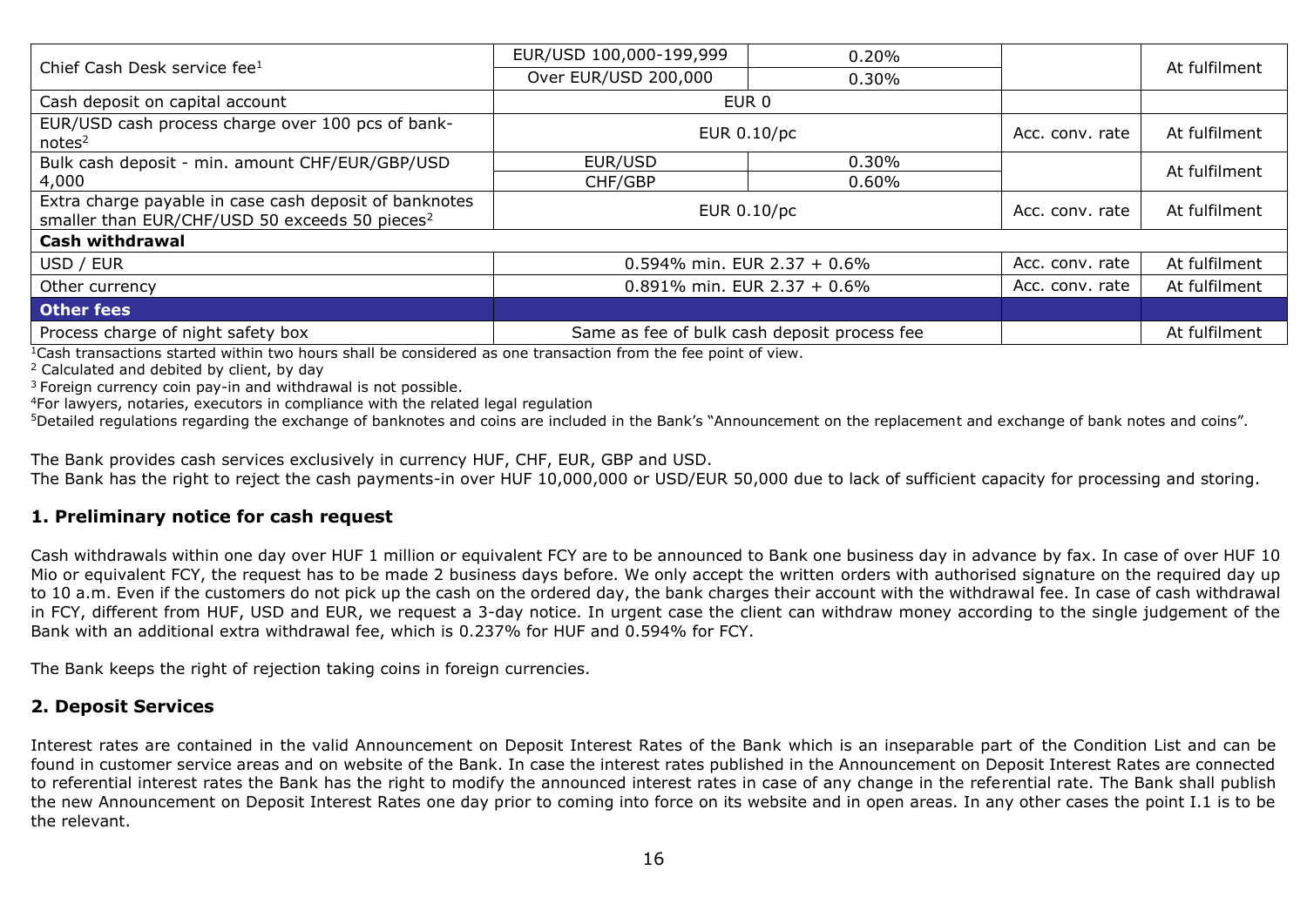| Item | | | | |
|---|---|---|---|---|
| Chief Cash Desk service fee[1] | EUR/USD 100,000-199,999 | 0.20% | | At fulfilment |
| | Over EUR/USD 200,000 | 0.30% | | |
| Cash deposit on capital account | EUR 0 | | | |
| EUR/USD cash process charge over 100 pcs of bank-notes[2] | EUR 0.10/pc | | Acc. conv. rate | At fulfilment |
| Bulk cash deposit - min. amount CHF/EUR/GBP/USD 4,000 | EUR/USD | 0.30% | | At fulfilment |
| | CHF/GBP | 0.60% | | |
| Extra charge payable in case cash deposit of banknotes smaller than EUR/CHF/USD 50 exceeds 50 pieces[2] | EUR 0.10/pc | | Acc. conv. rate | At fulfilment |
| **Cash withdrawal** | | | | |
| USD / EUR | 0.594% min. EUR 2.37 + 0.6% | | Acc. conv. rate | At fulfilment |
| Other currency | 0.891% min. EUR 2.37 + 0.6% | | Acc. conv. rate | At fulfilment |
| **Other fees** | | | | |
| Process charge of night safety box | Same as fee of bulk cash deposit process fee | | | At fulfilment |

[1]Cash transactions started within two hours shall be considered as one transaction from the fee point of view.

[2] Calculated and debited by client, by day

[3] Foreign currency coin pay-in and withdrawal is not possible.

[4]For lawyers, notaries, executors in compliance with the related legal regulation

[5]Detailed regulations regarding the exchange of banknotes and coins are included in the Bank's "Announcement on the replacement and exchange of bank notes and coins".

The Bank provides cash services exclusively in currency HUF, CHF, EUR, GBP and USD.
The Bank has the right to reject the cash payments-in over HUF 10,000,000 or USD/EUR 50,000 due to lack of sufficient capacity for processing and storing.

## 1. Preliminary notice for cash request

Cash withdrawals within one day over HUF 1 million or equivalent FCY are to be announced to Bank one business day in advance by fax. In case of over HUF 10 Mio or equivalent FCY, the request has to be made 2 business days before. We only accept the written orders with authorised signature on the required day up to 10 a.m. Even if the customers do not pick up the cash on the ordered day, the bank charges their account with the withdrawal fee. In case of cash withdrawal in FCY, different from HUF, USD and EUR, we request a 3-day notice. In urgent case the client can withdraw money according to the single judgement of the Bank with an additional extra withdrawal fee, which is 0.237% for HUF and 0.594% for FCY.

The Bank keeps the right of rejection taking coins in foreign currencies.

## 2. Deposit Services

Interest rates are contained in the valid Announcement on Deposit Interest Rates of the Bank which is an inseparable part of the Condition List and can be found in customer service areas and on website of the Bank. In case the interest rates published in the Announcement on Deposit Interest Rates are connected to referential interest rates the Bank has the right to modify the announced interest rates in case of any change in the referential rate. The Bank shall publish the new Announcement on Deposit Interest Rates one day prior to coming into force on its website and in open areas. In any other cases the point I.1 is to be the relevant.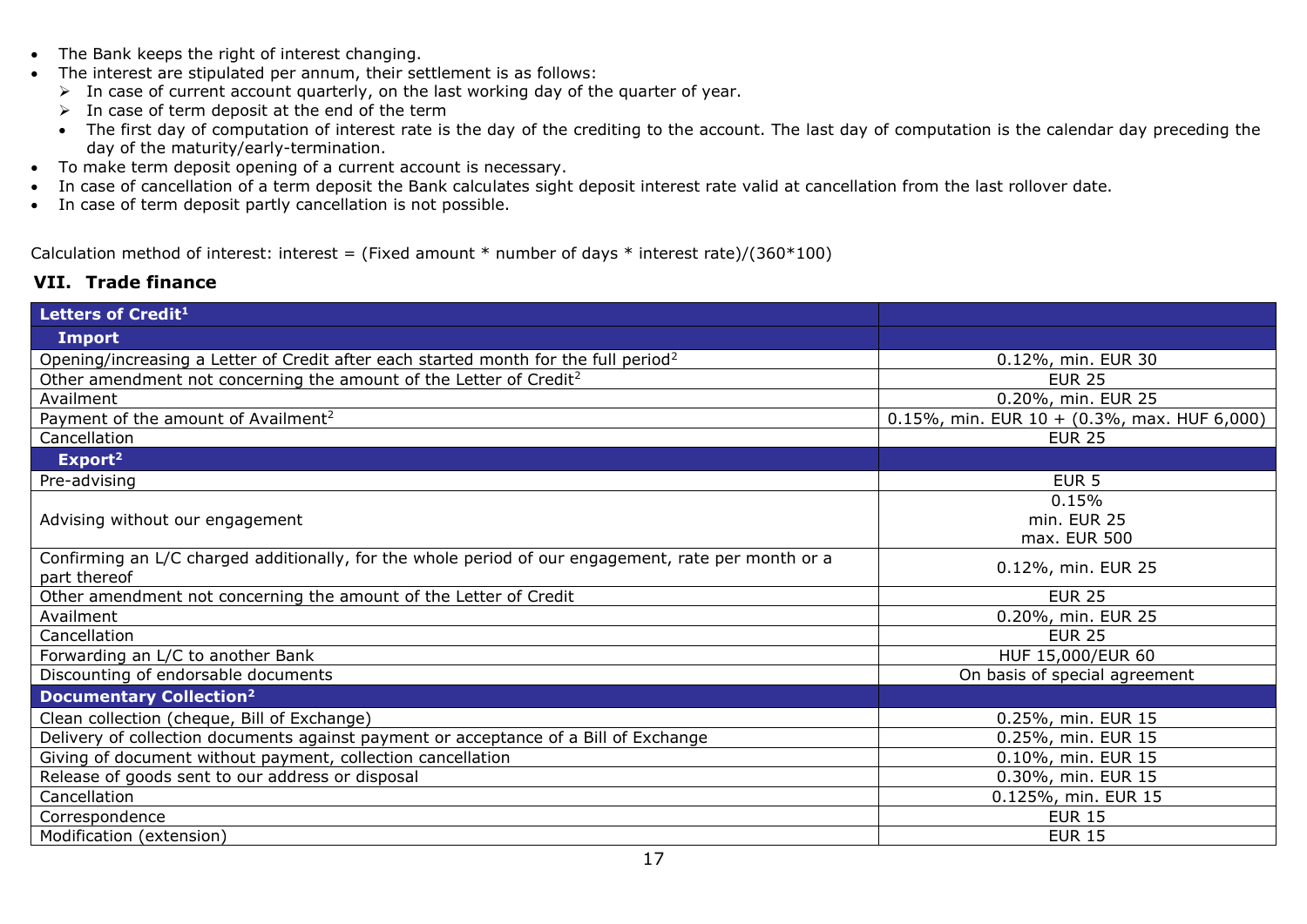- The Bank keeps the right of interest changing.
- The interest are stipulated per annum, their settlement is as follows:
  - In case of current account quarterly, on the last working day of the quarter of year.
  - In case of term deposit at the end of the term
  - The first day of computation of interest rate is the day of the crediting to the account. The last day of computation is the calendar day preceding the day of the maturity/early-termination.
- To make term deposit opening of a current account is necessary.
- In case of cancellation of a term deposit the Bank calculates sight deposit interest rate valid at cancellation from the last rollover date.
- In case of term deposit partly cancellation is not possible.

Calculation method of interest: interest = (Fixed amount * number of days * interest rate)/(360*100)

## VII. Trade finance

| **Letters of Credit[1]** | |
|---|---|
| **Import** | |
| Opening/increasing a Letter of Credit after each started month for the full period[2] | 0.12%, min. EUR 30 |
| Other amendment not concerning the amount of the Letter of Credit[2] | EUR 25 |
| Availment | 0.20%, min. EUR 25 |
| Payment of the amount of Availment[2] | 0.15%, min. EUR 10 + (0.3%, max. HUF 6,000) |
| Cancellation | EUR 25 |
| **Export[2]** | |
| Pre-advising | EUR 5 |
| Advising without our engagement | 0.15%<br>min. EUR 25<br>max. EUR 500 |
| Confirming an L/C charged additionally, for the whole period of our engagement, rate per month or a part thereof | 0.12%, min. EUR 25 |
| Other amendment not concerning the amount of the Letter of Credit | EUR 25 |
| Availment | 0.20%, min. EUR 25 |
| Cancellation | EUR 25 |
| Forwarding an L/C to another Bank | HUF 15,000/EUR 60 |
| Discounting of endorsable documents | On basis of special agreement |
| **Documentary Collection[2]** | |
| Clean collection (cheque, Bill of Exchange) | 0.25%, min. EUR 15 |
| Delivery of collection documents against payment or acceptance of a Bill of Exchange | 0.25%, min. EUR 15 |
| Giving of document without payment, collection cancellation | 0.10%, min. EUR 15 |
| Release of goods sent to our address or disposal | 0.30%, min. EUR 15 |
| Cancellation | 0.125%, min. EUR 15 |
| Correspondence | EUR 15 |
| Modification (extension) | EUR 15 |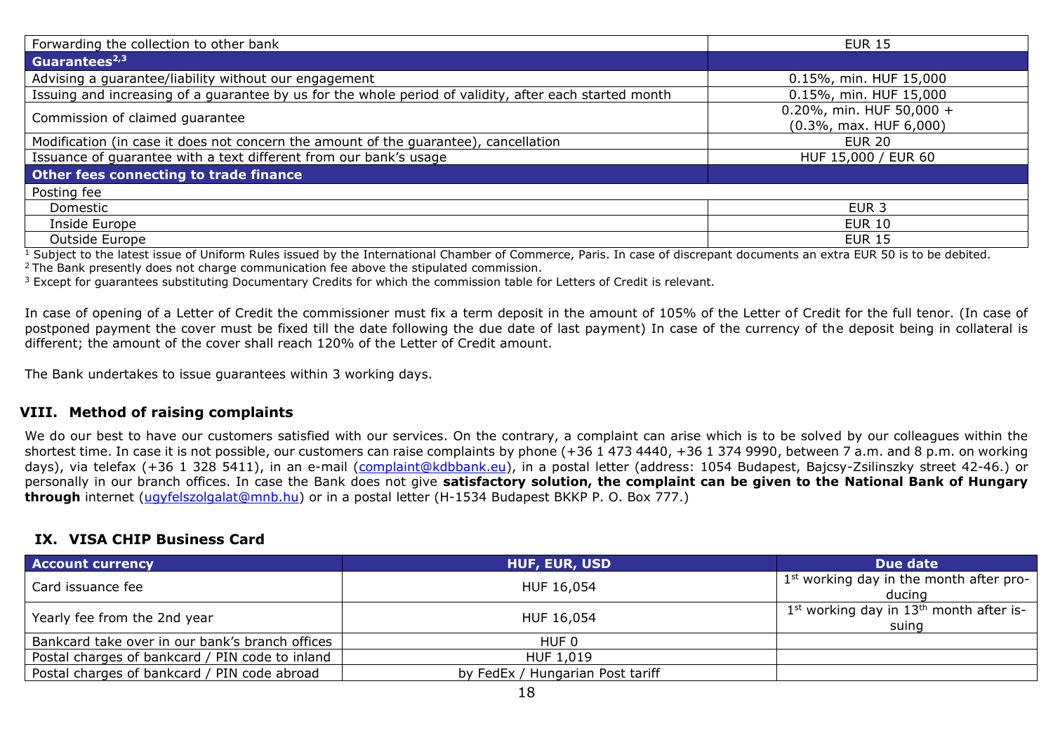| | |
|---|---|
| Forwarding the collection to other bank | EUR 15 |
| **Guarantees[2,3]** | |
| Advising a guarantee/liability without our engagement | 0.15%, min. HUF 15,000 |
| Issuing and increasing of a guarantee by us for the whole period of validity, after each started month | 0.15%, min. HUF 15,000 |
| Commission of claimed guarantee | 0.20%, min. HUF 50,000 + (0.3%, max. HUF 6,000) |
| Modification (in case it does not concern the amount of the guarantee), cancellation | EUR 20 |
| Issuance of guarantee with a text different from our bank's usage | HUF 15,000 / EUR 60 |
| **Other fees connecting to trade finance** | |
| Posting fee | |
| Domestic | EUR 3 |
| Inside Europe | EUR 10 |
| Outside Europe | EUR 15 |

[1] Subject to the latest issue of Uniform Rules issued by the International Chamber of Commerce, Paris. In case of discrepant documents an extra EUR 50 is to be debited.
[2] The Bank presently does not charge communication fee above the stipulated commission.
[3] Except for guarantees substituting Documentary Credits for which the commission table for Letters of Credit is relevant.

In case of opening of a Letter of Credit the commissioner must fix a term deposit in the amount of 105% of the Letter of Credit for the full tenor. (In case of postponed payment the cover must be fixed till the date following the due date of last payment) In case of the currency of the deposit being in collateral is different; the amount of the cover shall reach 120% of the Letter of Credit amount.

The Bank undertakes to issue guarantees within 3 working days.

## VIII. Method of raising complaints

We do our best to have our customers satisfied with our services. On the contrary, a complaint can arise which is to be solved by our colleagues within the shortest time. In case it is not possible, our customers can raise complaints by phone (+36 1 473 4440, +36 1 374 9990, between 7 a.m. and 8 p.m. on working days), via telefax (+36 1 328 5411), in an e-mail (complaint@kdbbank.eu), in a postal letter (address: 1054 Budapest, Bajcsy-Zsilinszky street 42-46.) or personally in our branch offices. In case the Bank does not give **satisfactory solution, the complaint can be given to the National Bank of Hungary through** internet (ugyfelszolgalat@mnb.hu) or in a postal letter (H-1534 Budapest BKKP P. O. Box 777.)

## IX. VISA CHIP Business Card

| Account currency | HUF, EUR, USD | Due date |
|---|---|---|
| Card issuance fee | HUF 16,054 | 1st working day in the month after producing |
| Yearly fee from the 2nd year | HUF 16,054 | 1st working day in 13th month after issuing |
| Bankcard take over in our bank's branch offices | HUF 0 | |
| Postal charges of bankcard / PIN code to inland | HUF 1,019 | |
| Postal charges of bankcard / PIN code abroad | by FedEx / Hungarian Post tariff | |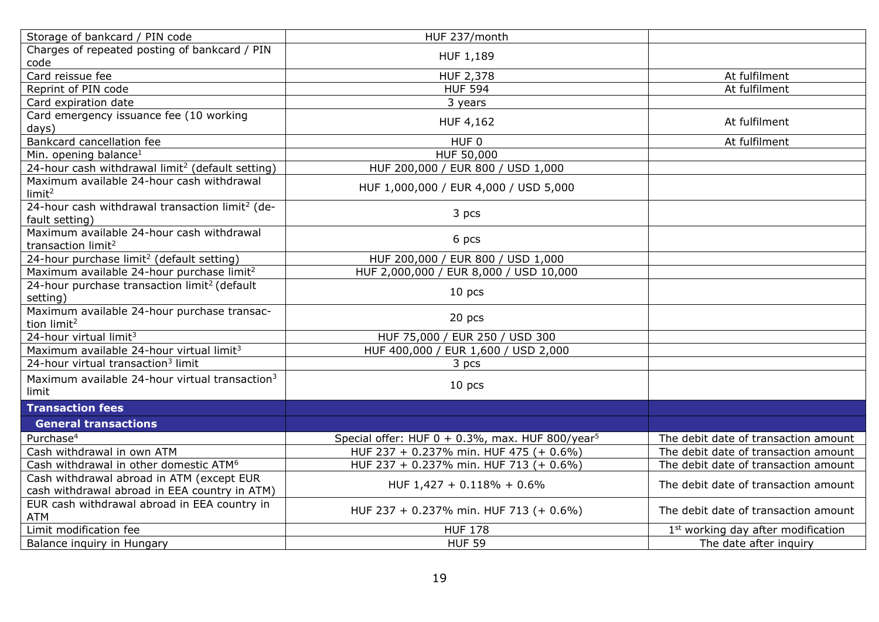| | | |
|---|---|---|
| Storage of bankcard / PIN code | HUF 237/month | |
| Charges of repeated posting of bankcard / PIN code | HUF 1,189 | |
| Card reissue fee | HUF 2,378 | At fulfilment |
| Reprint of PIN code | HUF 594 | At fulfilment |
| Card expiration date | 3 years | |
| Card emergency issuance fee (10 working days) | HUF 4,162 | At fulfilment |
| Bankcard cancellation fee | HUF 0 | At fulfilment |
| Min. opening balance[1] | HUF 50,000 | |
| 24-hour cash withdrawal limit[2] (default setting) | HUF 200,000 / EUR 800 / USD 1,000 | |
| Maximum available 24-hour cash withdrawal limit[2] | HUF 1,000,000 / EUR 4,000 / USD 5,000 | |
| 24-hour cash withdrawal transaction limit[2] (default setting) | 3 pcs | |
| Maximum available 24-hour cash withdrawal transaction limit[2] | 6 pcs | |
| 24-hour purchase limit[2] (default setting) | HUF 200,000 / EUR 800 / USD 1,000 | |
| Maximum available 24-hour purchase limit[2] | HUF 2,000,000 / EUR 8,000 / USD 10,000 | |
| 24-hour purchase transaction limit[2] (default setting) | 10 pcs | |
| Maximum available 24-hour purchase transaction limit[2] | 20 pcs | |
| 24-hour virtual limit[3] | HUF 75,000 / EUR 250 / USD 300 | |
| Maximum available 24-hour virtual limit[3] | HUF 400,000 / EUR 1,600 / USD 2,000 | |
| 24-hour virtual transaction[3] limit | 3 pcs | |
| Maximum available 24-hour virtual transaction[3] limit | 10 pcs | |
| **Transaction fees** | | |
| **General transactions** | | |
| Purchase[4] | Special offer: HUF 0 + 0.3%, max. HUF 800/year[5] | The debit date of transaction amount |
| Cash withdrawal in own ATM | HUF 237 + 0.237% min. HUF 475 (+ 0.6%) | The debit date of transaction amount |
| Cash withdrawal in other domestic ATM[6] | HUF 237 + 0.237% min. HUF 713 (+ 0.6%) | The debit date of transaction amount |
| Cash withdrawal abroad in ATM (except EUR cash withdrawal abroad in EEA country in ATM) | HUF 1,427 + 0.118% + 0.6% | The debit date of transaction amount |
| EUR cash withdrawal abroad in EEA country in ATM | HUF 237 + 0.237% min. HUF 713 (+ 0.6%) | The debit date of transaction amount |
| Limit modification fee | HUF 178 | 1st working day after modification |
| Balance inquiry in Hungary | HUF 59 | The date after inquiry |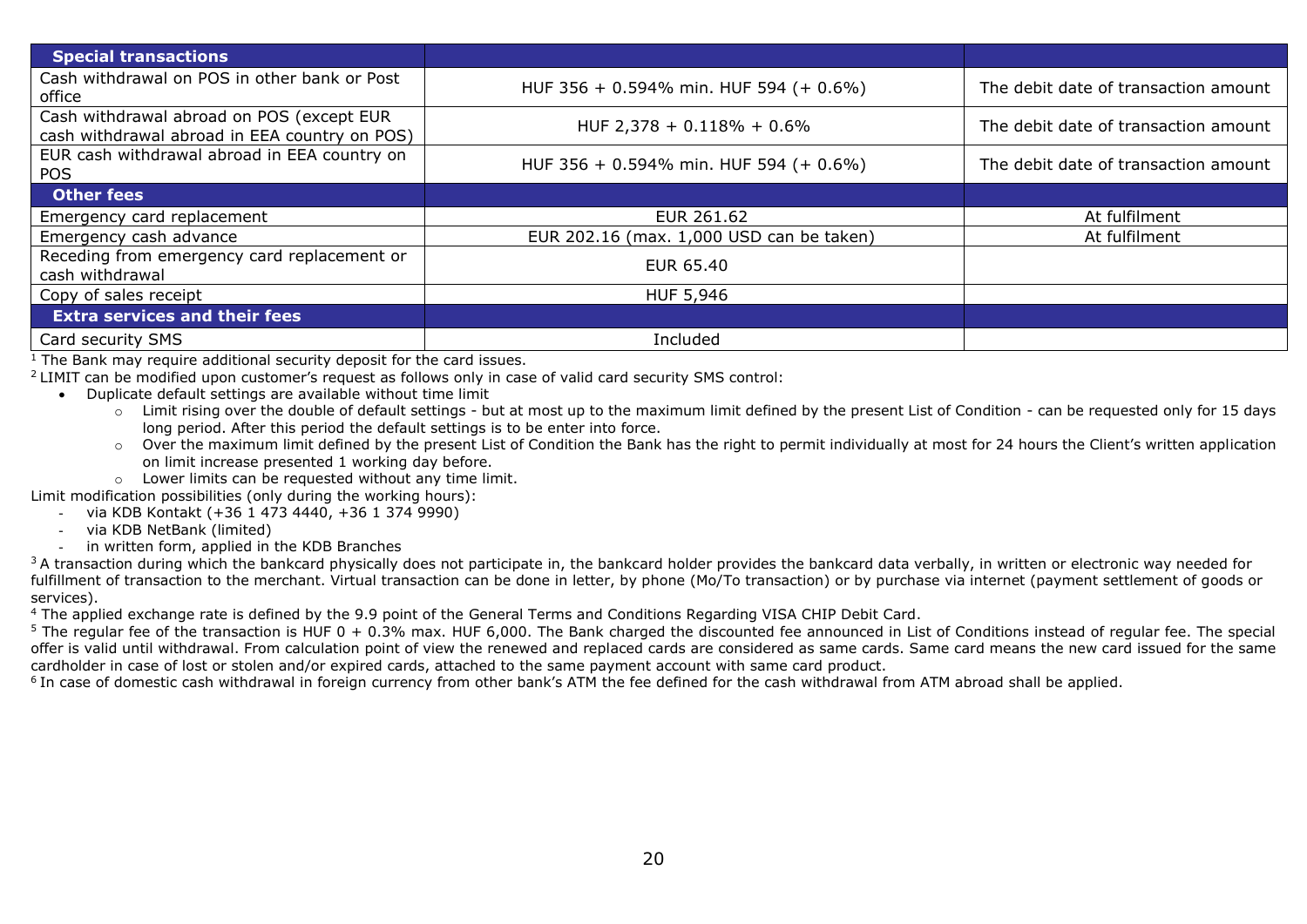| **Special transactions** | | |
|---|---|---|
| Cash withdrawal on POS in other bank or Post office | HUF 356 + 0.594% min. HUF 594 (+ 0.6%) | The debit date of transaction amount |
| Cash withdrawal abroad on POS (except EUR cash withdrawal abroad in EEA country on POS) | HUF 2,378 + 0.118% + 0.6% | The debit date of transaction amount |
| EUR cash withdrawal abroad in EEA country on POS | HUF 356 + 0.594% min. HUF 594 (+ 0.6%) | The debit date of transaction amount |
| **Other fees** | | |
| Emergency card replacement | EUR 261.62 | At fulfilment |
| Emergency cash advance | EUR 202.16 (max. 1,000 USD can be taken) | At fulfilment |
| Receding from emergency card replacement or cash withdrawal | EUR 65.40 | |
| Copy of sales receipt | HUF 5,946 | |
| **Extra services and their fees** | | |
| Card security SMS | Included | |

[1] The Bank may require additional security deposit for the card issues.

[2] LIMIT can be modified upon customer's request as follows only in case of valid card security SMS control:

- Duplicate default settings are available without time limit
  - Limit rising over the double of default settings - but at most up to the maximum limit defined by the present List of Condition - can be requested only for 15 days long period. After this period the default settings is to be enter into force.
  - Over the maximum limit defined by the present List of Condition the Bank has the right to permit individually at most for 24 hours the Client's written application on limit increase presented 1 working day before.
  - Lower limits can be requested without any time limit.

Limit modification possibilities (only during the working hours):

- via KDB Kontakt (+36 1 473 4440, +36 1 374 9990)
- via KDB NetBank (limited)
- in written form, applied in the KDB Branches

[3] A transaction during which the bankcard physically does not participate in, the bankcard holder provides the bankcard data verbally, in written or electronic way needed for fulfillment of transaction to the merchant. Virtual transaction can be done in letter, by phone (Mo/To transaction) or by purchase via internet (payment settlement of goods or services).

[4] The applied exchange rate is defined by the 9.9 point of the General Terms and Conditions Regarding VISA CHIP Debit Card.

[5] The regular fee of the transaction is HUF 0 + 0.3% max. HUF 6,000. The Bank charged the discounted fee announced in List of Conditions instead of regular fee. The special offer is valid until withdrawal. From calculation point of view the renewed and replaced cards are considered as same cards. Same card means the new card issued for the same cardholder in case of lost or stolen and/or expired cards, attached to the same payment account with same card product.

[6] In case of domestic cash withdrawal in foreign currency from other bank's ATM the fee defined for the cash withdrawal from ATM abroad shall be applied.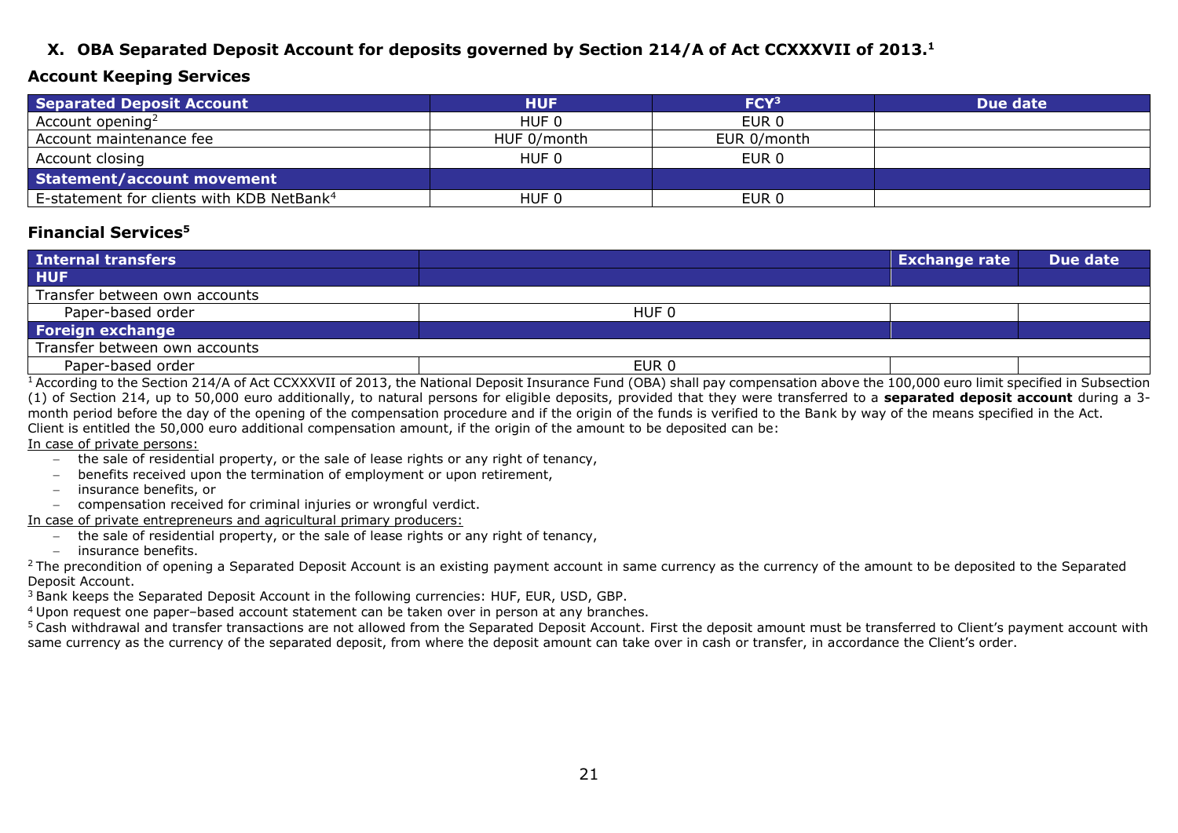## X. OBA Separated Deposit Account for deposits governed by Section 214/A of Act CCXXXVII of 2013.[1]

### Account Keeping Services

| Separated Deposit Account | HUF | FCY[3] | Due date |
|---|---|---|---|
| Account opening[2] | HUF 0 | EUR 0 | |
| Account maintenance fee | HUF 0/month | EUR 0/month | |
| Account closing | HUF 0 | EUR 0 | |
| **Statement/account movement** | | | |
| E-statement for clients with KDB NetBank[4] | HUF 0 | EUR 0 | |

### Financial Services[5]

| Internal transfers | | Exchange rate | Due date |
|---|---|---|---|
| **HUF** | | | |
| Transfer between own accounts | | | |
| Paper-based order | HUF 0 | | |
| **Foreign exchange** | | | |
| Transfer between own accounts | | | |
| Paper-based order | EUR 0 | | |

[1] According to the Section 214/A of Act CCXXXVII of 2013, the National Deposit Insurance Fund (OBA) shall pay compensation above the 100,000 euro limit specified in Subsection (1) of Section 214, up to 50,000 euro additionally, to natural persons for eligible deposits, provided that they were transferred to a **separated deposit account** during a 3-month period before the day of the opening of the compensation procedure and if the origin of the funds is verified to the Bank by way of the means specified in the Act.
Client is entitled the 50,000 euro additional compensation amount, if the origin of the amount to be deposited can be:

In case of private persons:

- the sale of residential property, or the sale of lease rights or any right of tenancy,
- benefits received upon the termination of employment or upon retirement,
- insurance benefits, or
- compensation received for criminal injuries or wrongful verdict.

In case of private entrepreneurs and agricultural primary producers:

- the sale of residential property, or the sale of lease rights or any right of tenancy,
- insurance benefits.

[2] The precondition of opening a Separated Deposit Account is an existing payment account in same currency as the currency of the amount to be deposited to the Separated Deposit Account.

[3] Bank keeps the Separated Deposit Account in the following currencies: HUF, EUR, USD, GBP.

[4] Upon request one paper–based account statement can be taken over in person at any branches.

[5] Cash withdrawal and transfer transactions are not allowed from the Separated Deposit Account. First the deposit amount must be transferred to Client's payment account with same currency as the currency of the separated deposit, from where the deposit amount can take over in cash or transfer, in accordance the Client's order.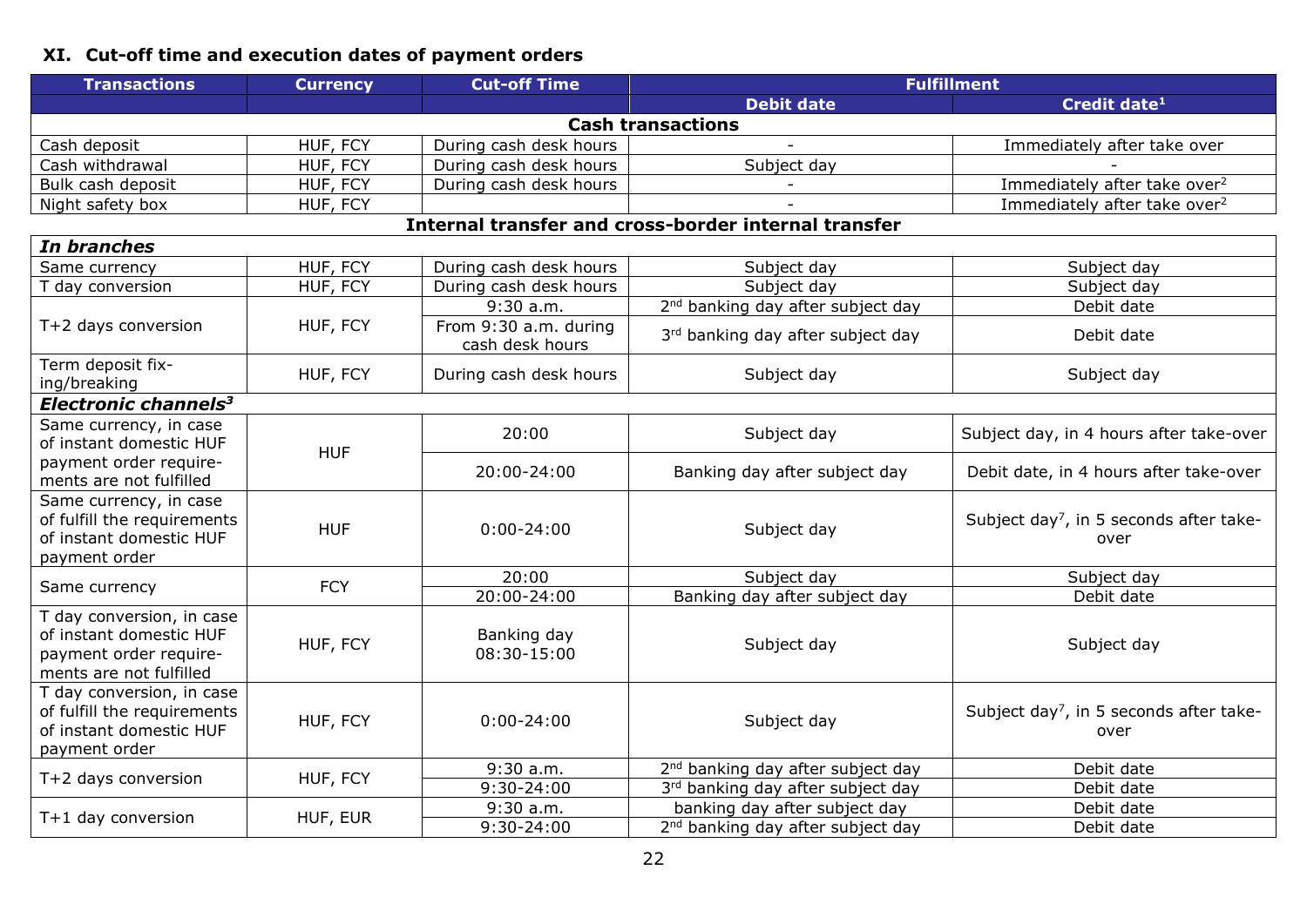## XI. Cut-off time and execution dates of payment orders

| Transactions | Currency | Cut-off Time | Fulfillment | |
|---|---|---|---|---|
| | | | Debit date | Credit date[1] |
| **Cash transactions** | | | | |
| Cash deposit | HUF, FCY | During cash desk hours | - | Immediately after take over |
| Cash withdrawal | HUF, FCY | During cash desk hours | Subject day | - |
| Bulk cash deposit | HUF, FCY | During cash desk hours | - | Immediately after take over[2] |
| Night safety box | HUF, FCY | | - | Immediately after take over[2] |
| **Internal transfer and cross-border internal transfer** | | | | |
| ***In branches*** | | | | |
| Same currency | HUF, FCY | During cash desk hours | Subject day | Subject day |
| T day conversion | HUF, FCY | During cash desk hours | Subject day | Subject day |
| T+2 days conversion | HUF, FCY | 9:30 a.m. | 2nd banking day after subject day | Debit date |
| | | From 9:30 a.m. during cash desk hours | 3rd banking day after subject day | Debit date |
| Term deposit fixing/breaking | HUF, FCY | During cash desk hours | Subject day | Subject day |
| ***Electronic channels[3]*** | | | | |
| Same currency, in case of instant domestic HUF payment order requirements are not fulfilled | HUF | 20:00 | Subject day | Subject day, in 4 hours after take-over |
| | | 20:00-24:00 | Banking day after subject day | Debit date, in 4 hours after take-over |
| Same currency, in case of fulfill the requirements of instant domestic HUF payment order | HUF | 0:00-24:00 | Subject day | Subject day[7], in 5 seconds after take-over |
| Same currency | FCY | 20:00 | Subject day | Subject day |
| | | 20:00-24:00 | Banking day after subject day | Debit date |
| T day conversion, in case of instant domestic HUF payment order requirements are not fulfilled | HUF, FCY | Banking day 08:30-15:00 | Subject day | Subject day |
| T day conversion, in case of fulfill the requirements of instant domestic HUF payment order | HUF, FCY | 0:00-24:00 | Subject day | Subject day[7], in 5 seconds after take-over |
| T+2 days conversion | HUF, FCY | 9:30 a.m. | 2nd banking day after subject day | Debit date |
| | | 9:30-24:00 | 3rd banking day after subject day | Debit date |
| T+1 day conversion | HUF, EUR | 9:30 a.m. | banking day after subject day | Debit date |
| | | 9:30-24:00 | 2nd banking day after subject day | Debit date |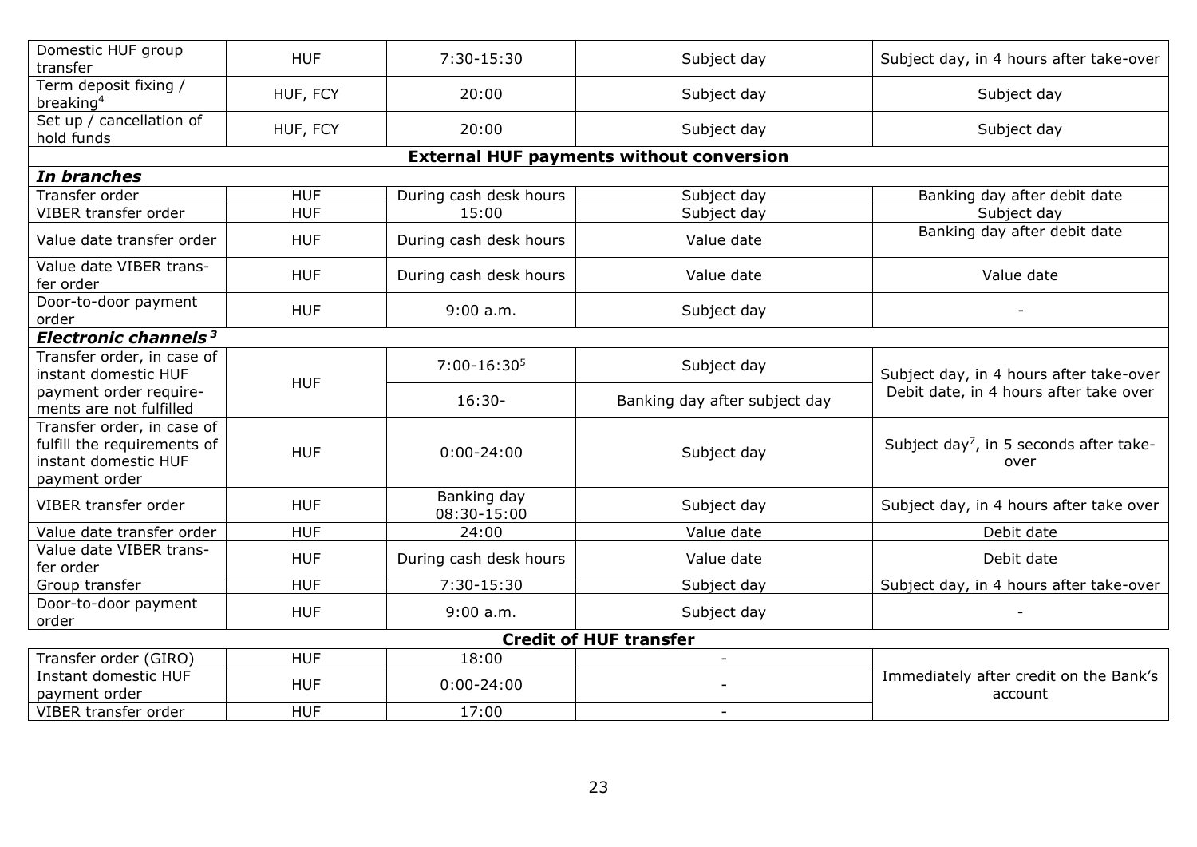| | | | | |
|---|---|---|---|---|
| Domestic HUF group transfer | HUF | 7:30-15:30 | Subject day | Subject day, in 4 hours after take-over |
| Term deposit fixing / breaking[4] | HUF, FCY | 20:00 | Subject day | Subject day |
| Set up / cancellation of hold funds | HUF, FCY | 20:00 | Subject day | Subject day |
| **External HUF payments without conversion** | | | | |
| ***In branches*** | | | | |
| Transfer order | HUF | During cash desk hours | Subject day | Banking day after debit date |
| VIBER transfer order | HUF | 15:00 | Subject day | Subject day |
| Value date transfer order | HUF | During cash desk hours | Value date | Banking day after debit date |
| Value date VIBER transfer order | HUF | During cash desk hours | Value date | Value date |
| Door-to-door payment order | HUF | 9:00 a.m. | Subject day | - |
| ***Electronic channels*** [3] | | | | |
| Transfer order, in case of instant domestic HUF payment order requirements are not fulfilled | HUF | 7:00-16:30[5] | Subject day | Subject day, in 4 hours after take-over |
| | | 16:30- | Banking day after subject day | Debit date, in 4 hours after take over |
| Transfer order, in case of fulfill the requirements of instant domestic HUF payment order | HUF | 0:00-24:00 | Subject day | Subject day[7], in 5 seconds after take-over |
| VIBER transfer order | HUF | Banking day 08:30-15:00 | Subject day | Subject day, in 4 hours after take over |
| Value date transfer order | HUF | 24:00 | Value date | Debit date |
| Value date VIBER transfer order | HUF | During cash desk hours | Value date | Debit date |
| Group transfer | HUF | 7:30-15:30 | Subject day | Subject day, in 4 hours after take-over |
| Door-to-door payment order | HUF | 9:00 a.m. | Subject day | - |
| **Credit of HUF transfer** | | | | |
| Transfer order (GIRO) | HUF | 18:00 | - | Immediately after credit on the Bank's account |
| Instant domestic HUF payment order | HUF | 0:00-24:00 | - | |
| VIBER transfer order | HUF | 17:00 | - | |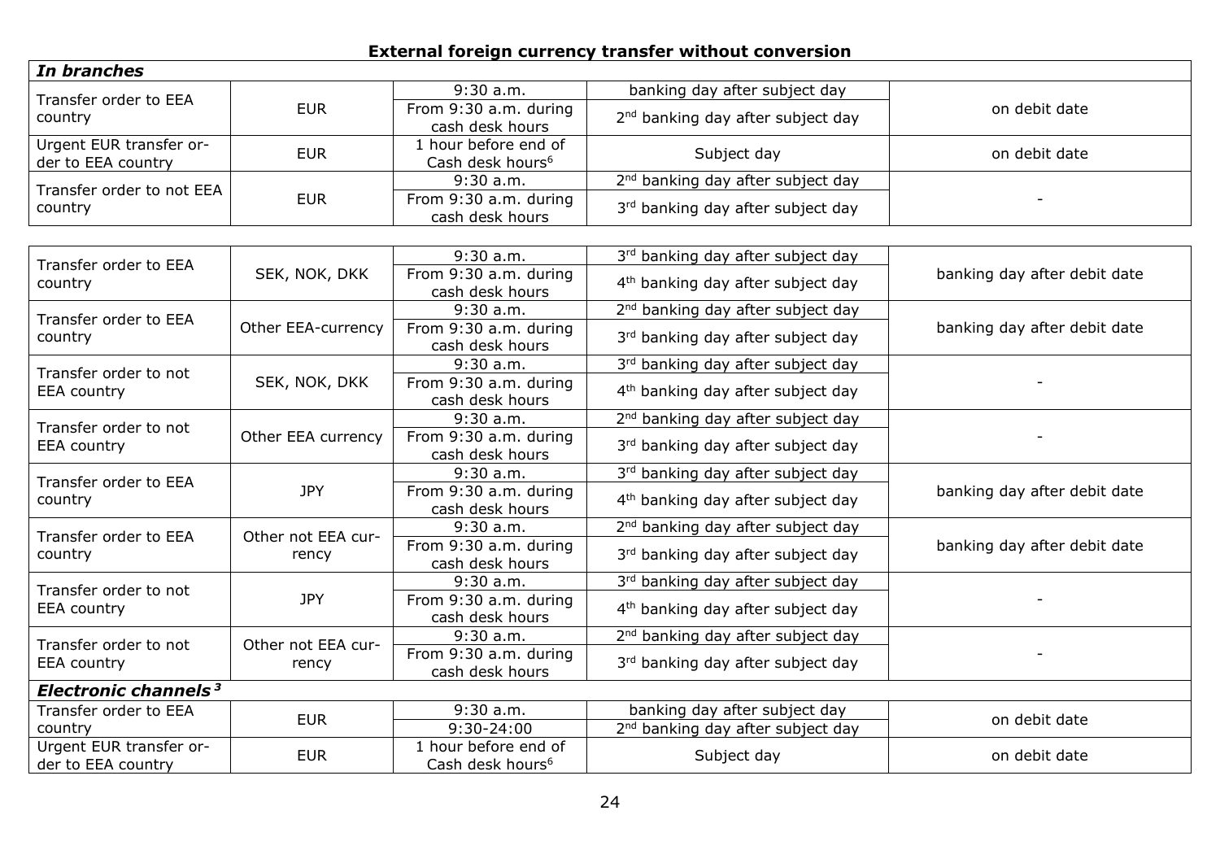**External foreign currency transfer without conversion**

| *In branches* | | | | |
|---|---|---|---|---|
| Transfer order to EEA country | EUR | 9:30 a.m. | banking day after subject day | on debit date |
| | | From 9:30 a.m. during cash desk hours | 2nd banking day after subject day | |
| Urgent EUR transfer order to EEA country | EUR | 1 hour before end of Cash desk hours[6] | Subject day | on debit date |
| Transfer order to not EEA country | EUR | 9:30 a.m. | 2nd banking day after subject day | - |
| | | From 9:30 a.m. during cash desk hours | 3rd banking day after subject day | |

| | | | | |
|---|---|---|---|---|
| Transfer order to EEA country | SEK, NOK, DKK | 9:30 a.m. | 3rd banking day after subject day | banking day after debit date |
| | | From 9:30 a.m. during cash desk hours | 4th banking day after subject day | |
| Transfer order to EEA country | Other EEA-currency | 9:30 a.m. | 2nd banking day after subject day | banking day after debit date |
| | | From 9:30 a.m. during cash desk hours | 3rd banking day after subject day | |
| Transfer order to not EEA country | SEK, NOK, DKK | 9:30 a.m. | 3rd banking day after subject day | - |
| | | From 9:30 a.m. during cash desk hours | 4th banking day after subject day | |
| Transfer order to not EEA country | Other EEA currency | 9:30 a.m. | 2nd banking day after subject day | - |
| | | From 9:30 a.m. during cash desk hours | 3rd banking day after subject day | |
| Transfer order to EEA country | JPY | 9:30 a.m. | 3rd banking day after subject day | banking day after debit date |
| | | From 9:30 a.m. during cash desk hours | 4th banking day after subject day | |
| Transfer order to EEA country | Other not EEA currency | 9:30 a.m. | 2nd banking day after subject day | banking day after debit date |
| | | From 9:30 a.m. during cash desk hours | 3rd banking day after subject day | |
| Transfer order to not EEA country | JPY | 9:30 a.m. | 3rd banking day after subject day | - |
| | | From 9:30 a.m. during cash desk hours | 4th banking day after subject day | |
| Transfer order to not EEA country | Other not EEA currency | 9:30 a.m. | 2nd banking day after subject day | - |
| | | From 9:30 a.m. during cash desk hours | 3rd banking day after subject day | |
| ***Electronic channels*** [3] | | | | |
| Transfer order to EEA country | EUR | 9:30 a.m. | banking day after subject day | on debit date |
| | | 9:30-24:00 | 2nd banking day after subject day | |
| Urgent EUR transfer order to EEA country | EUR | 1 hour before end of Cash desk hours[6] | Subject day | on debit date |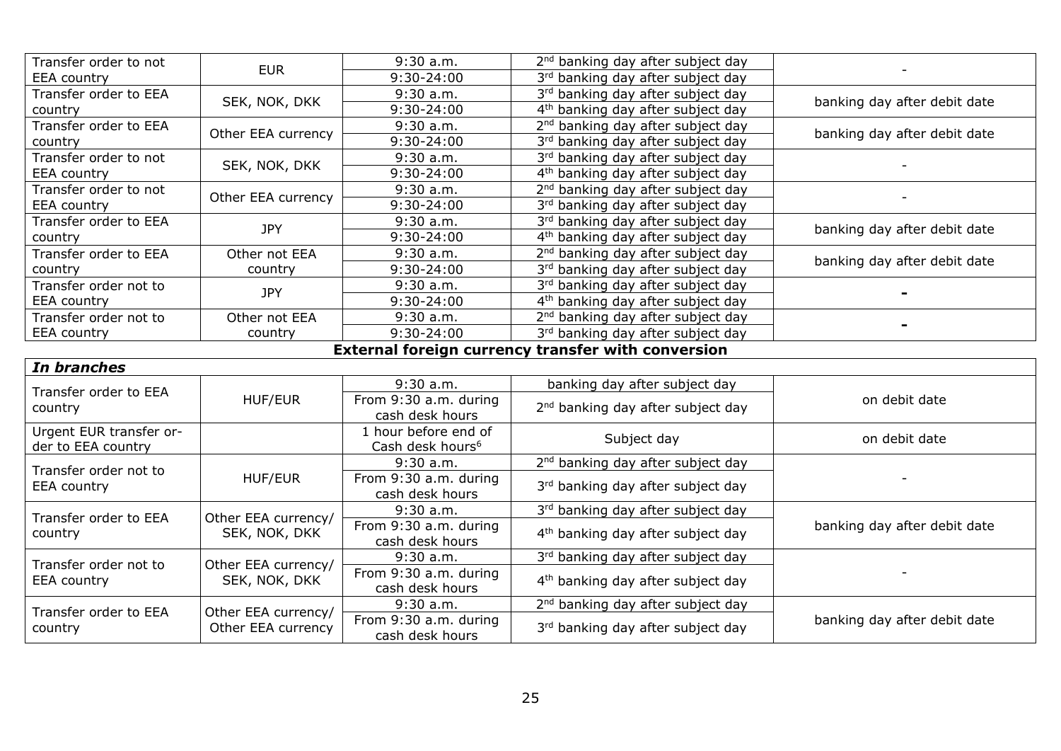| | | | | |
|---|---|---|---|---|
| Transfer order to not EEA country | EUR | 9:30 a.m. | 2nd banking day after subject day | - |
| | | 9:30-24:00 | 3rd banking day after subject day | |
| Transfer order to EEA country | SEK, NOK, DKK | 9:30 a.m. | 3rd banking day after subject day | banking day after debit date |
| | | 9:30-24:00 | 4th banking day after subject day | |
| Transfer order to EEA country | Other EEA currency | 9:30 a.m. | 2nd banking day after subject day | banking day after debit date |
| | | 9:30-24:00 | 3rd banking day after subject day | |
| Transfer order to not EEA country | SEK, NOK, DKK | 9:30 a.m. | 3rd banking day after subject day | - |
| | | 9:30-24:00 | 4th banking day after subject day | |
| Transfer order to not EEA country | Other EEA currency | 9:30 a.m. | 2nd banking day after subject day | - |
| | | 9:30-24:00 | 3rd banking day after subject day | |
| Transfer order to EEA country | JPY | 9:30 a.m. | 3rd banking day after subject day | banking day after debit date |
| | | 9:30-24:00 | 4th banking day after subject day | |
| Transfer order to EEA country | Other not EEA country | 9:30 a.m. | 2nd banking day after subject day | banking day after debit date |
| | | 9:30-24:00 | 3rd banking day after subject day | |
| Transfer order not to EEA country | JPY | 9:30 a.m. | 3rd banking day after subject day | - |
| | | 9:30-24:00 | 4th banking day after subject day | |
| Transfer order not to EEA country | Other not EEA country | 9:30 a.m. | 2nd banking day after subject day | - |
| | | 9:30-24:00 | 3rd banking day after subject day | |

**External foreign currency transfer with conversion**

| *In branches* | | | | |
|---|---|---|---|---|
| Transfer order to EEA country | HUF/EUR | 9:30 a.m. | banking day after subject day | on debit date |
| | | From 9:30 a.m. during cash desk hours | 2nd banking day after subject day | |
| Urgent EUR transfer order to EEA country | | 1 hour before end of Cash desk hours[6] | Subject day | on debit date |
| Transfer order not to EEA country | HUF/EUR | 9:30 a.m. | 2nd banking day after subject day | - |
| | | From 9:30 a.m. during cash desk hours | 3rd banking day after subject day | |
| Transfer order to EEA country | Other EEA currency/ SEK, NOK, DKK | 9:30 a.m. | 3rd banking day after subject day | banking day after debit date |
| | | From 9:30 a.m. during cash desk hours | 4th banking day after subject day | |
| Transfer order not to EEA country | Other EEA currency/ SEK, NOK, DKK | 9:30 a.m. | 3rd banking day after subject day | - |
| | | From 9:30 a.m. during cash desk hours | 4th banking day after subject day | |
| Transfer order to EEA country | Other EEA currency/ Other EEA currency | 9:30 a.m. | 2nd banking day after subject day | banking day after debit date |
| | | From 9:30 a.m. during cash desk hours | 3rd banking day after subject day | |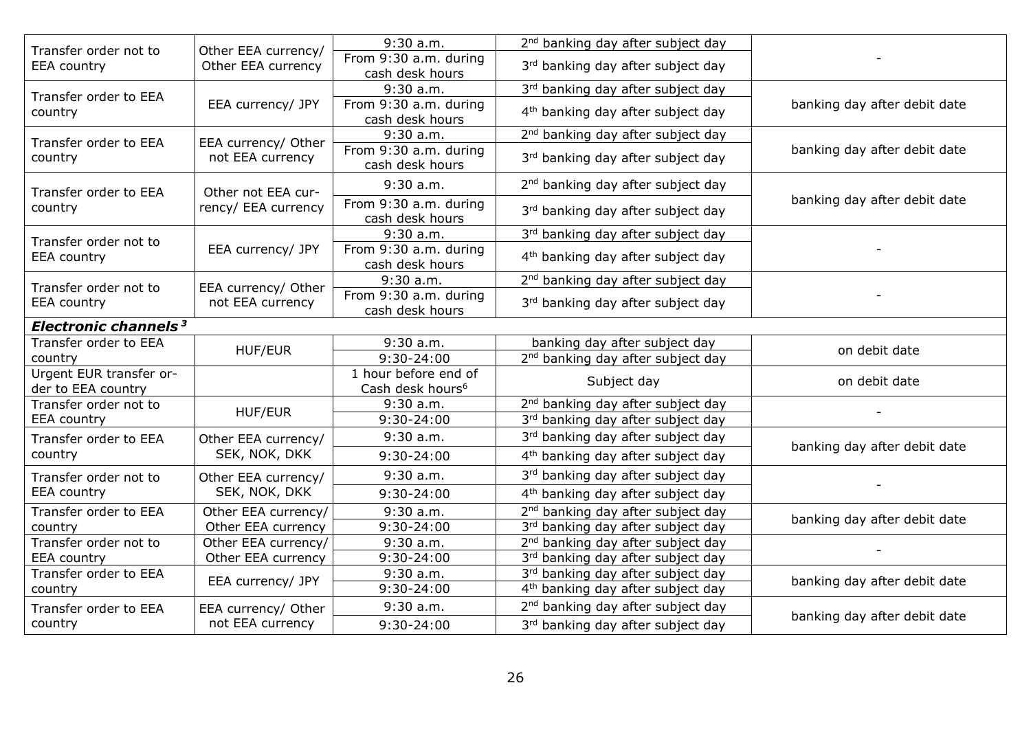| | | | | |
|---|---|---|---|---|
| Transfer order not to EEA country | Other EEA currency/ Other EEA currency | 9:30 a.m. | 2nd banking day after subject day | - |
| | | From 9:30 a.m. during cash desk hours | 3rd banking day after subject day | |
| Transfer order to EEA country | EEA currency/ JPY | 9:30 a.m. | 3rd banking day after subject day | banking day after debit date |
| | | From 9:30 a.m. during cash desk hours | 4th banking day after subject day | |
| Transfer order to EEA country | EEA currency/ Other not EEA currency | 9:30 a.m. | 2nd banking day after subject day | banking day after debit date |
| | | From 9:30 a.m. during cash desk hours | 3rd banking day after subject day | |
| Transfer order to EEA country | Other not EEA currency/ EEA currency | 9:30 a.m. | 2nd banking day after subject day | banking day after debit date |
| | | From 9:30 a.m. during cash desk hours | 3rd banking day after subject day | |
| Transfer order not to EEA country | EEA currency/ JPY | 9:30 a.m. | 3rd banking day after subject day | - |
| | | From 9:30 a.m. during cash desk hours | 4th banking day after subject day | |
| Transfer order not to EEA country | EEA currency/ Other not EEA currency | 9:30 a.m. | 2nd banking day after subject day | - |
| | | From 9:30 a.m. during cash desk hours | 3rd banking day after subject day | |
| ***Electronic channels*** [3] | | | | |
| Transfer order to EEA country | HUF/EUR | 9:30 a.m. | banking day after subject day | on debit date |
| | | 9:30-24:00 | 2nd banking day after subject day | |
| Urgent EUR transfer order to EEA country | | 1 hour before end of Cash desk hours[6] | Subject day | on debit date |
| Transfer order not to EEA country | HUF/EUR | 9:30 a.m. | 2nd banking day after subject day | - |
| | | 9:30-24:00 | 3rd banking day after subject day | |
| Transfer order to EEA country | Other EEA currency/ SEK, NOK, DKK | 9:30 a.m. | 3rd banking day after subject day | banking day after debit date |
| | | 9:30-24:00 | 4th banking day after subject day | |
| Transfer order not to EEA country | Other EEA currency/ SEK, NOK, DKK | 9:30 a.m. | 3rd banking day after subject day | - |
| | | 9:30-24:00 | 4th banking day after subject day | |
| Transfer order to EEA country | Other EEA currency/ Other EEA currency | 9:30 a.m. | 2nd banking day after subject day | banking day after debit date |
| | | 9:30-24:00 | 3rd banking day after subject day | |
| Transfer order not to EEA country | Other EEA currency/ Other EEA currency | 9:30 a.m. | 2nd banking day after subject day | - |
| | | 9:30-24:00 | 3rd banking day after subject day | |
| Transfer order to EEA country | EEA currency/ JPY | 9:30 a.m. | 3rd banking day after subject day | banking day after debit date |
| | | 9:30-24:00 | 4th banking day after subject day | |
| Transfer order to EEA country | EEA currency/ Other not EEA currency | 9:30 a.m. | 2nd banking day after subject day | banking day after debit date |
| | | 9:30-24:00 | 3rd banking day after subject day | |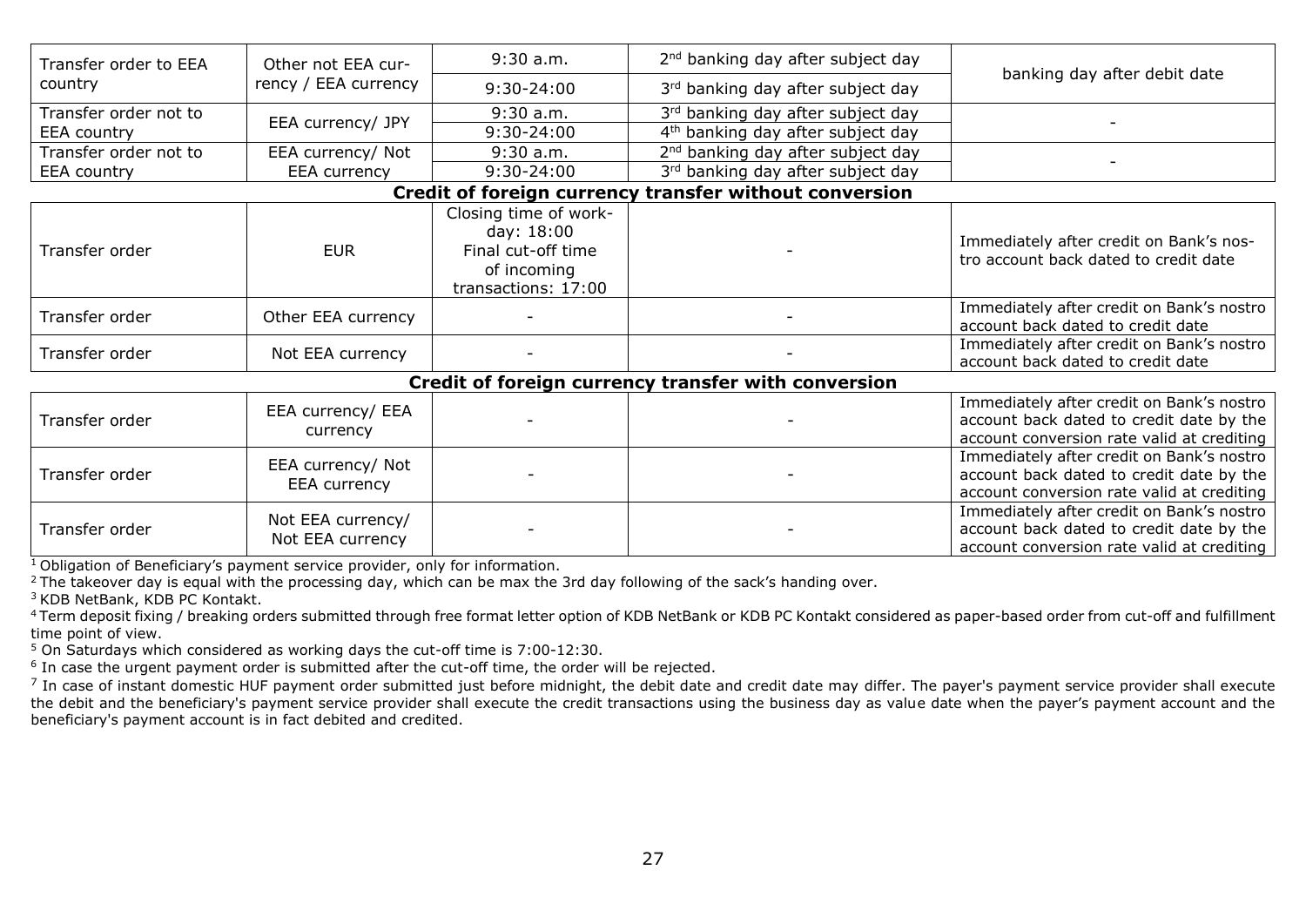| | | | | |
|---|---|---|---|---|
| Transfer order to EEA country | Other not EEA currency / EEA currency | 9:30 a.m. | 2nd banking day after subject day | banking day after debit date |
| | | 9:30-24:00 | 3rd banking day after subject day | |
| Transfer order not to EEA country | EEA currency/ JPY | 9:30 a.m. | 3rd banking day after subject day | - |
| | | 9:30-24:00 | 4th banking day after subject day | |
| Transfer order not to EEA country | EEA currency/ Not EEA currency | 9:30 a.m. | 2nd banking day after subject day | - |
| | | 9:30-24:00 | 3rd banking day after subject day | |
| **Credit of foreign currency transfer without conversion** | | | | |
| Transfer order | EUR | Closing time of workday: 18:00 Final cut-off time of incoming transactions: 17:00 | - | Immediately after credit on Bank's nostro account back dated to credit date |
| Transfer order | Other EEA currency | - | - | Immediately after credit on Bank's nostro account back dated to credit date |
| Transfer order | Not EEA currency | - | - | Immediately after credit on Bank's nostro account back dated to credit date |
| **Credit of foreign currency transfer with conversion** | | | | |
| Transfer order | EEA currency/ EEA currency | - | - | Immediately after credit on Bank's nostro account back dated to credit date by the account conversion rate valid at crediting |
| Transfer order | EEA currency/ Not EEA currency | - | - | Immediately after credit on Bank's nostro account back dated to credit date by the account conversion rate valid at crediting |
| Transfer order | Not EEA currency/ Not EEA currency | - | - | Immediately after credit on Bank's nostro account back dated to credit date by the account conversion rate valid at crediting |

[1] Obligation of Beneficiary's payment service provider, only for information.

[2] The takeover day is equal with the processing day, which can be max the 3rd day following of the sack's handing over.

[3] KDB NetBank, KDB PC Kontakt.

[4] Term deposit fixing / breaking orders submitted through free format letter option of KDB NetBank or KDB PC Kontakt considered as paper-based order from cut-off and fulfillment time point of view.

[5] On Saturdays which considered as working days the cut-off time is 7:00-12:30.

[6] In case the urgent payment order is submitted after the cut-off time, the order will be rejected.

[7] In case of instant domestic HUF payment order submitted just before midnight, the debit date and credit date may differ. The payer's payment service provider shall execute the debit and the beneficiary's payment service provider shall execute the credit transactions using the business day as value date when the payer's payment account and the beneficiary's payment account is in fact debited and credited.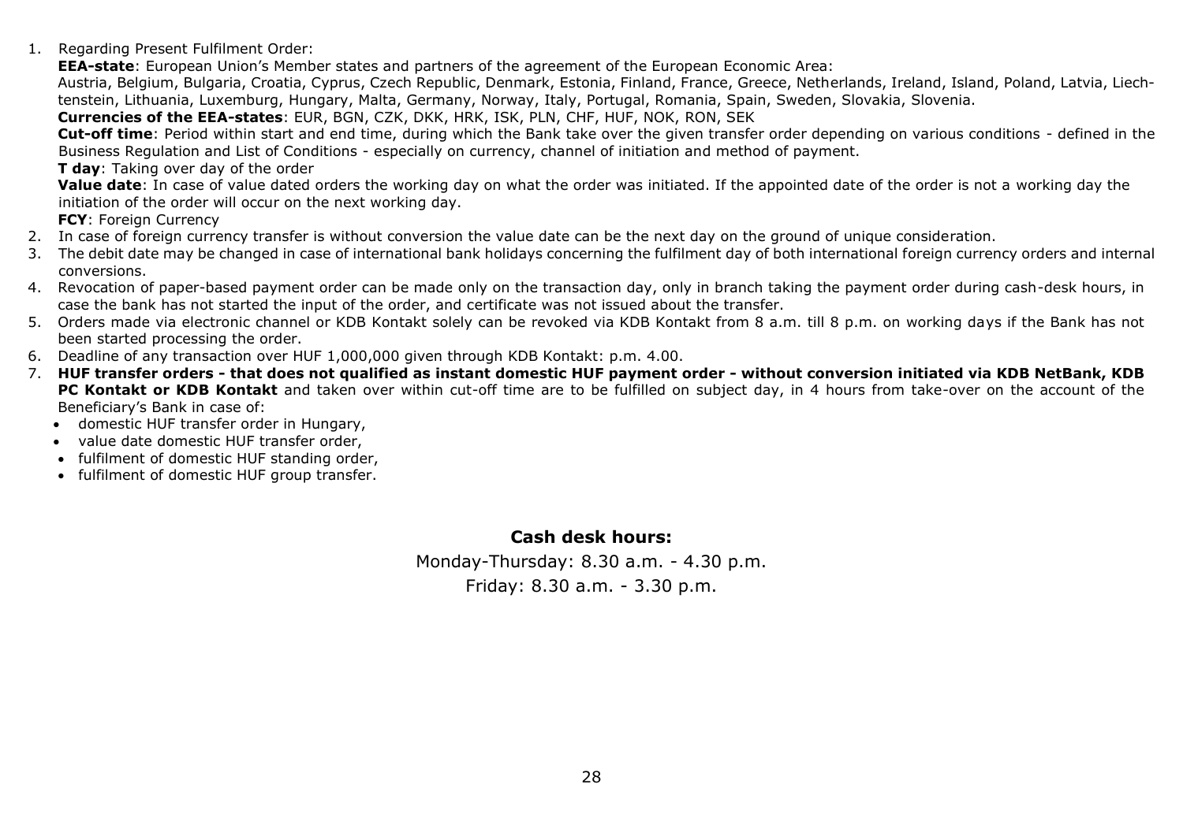1. Regarding Present Fulfilment Order:

   **EEA-state**: European Union's Member states and partners of the agreement of the European Economic Area:
   Austria, Belgium, Bulgaria, Croatia, Cyprus, Czech Republic, Denmark, Estonia, Finland, France, Greece, Netherlands, Ireland, Island, Poland, Latvia, Liechtenstein, Lithuania, Luxemburg, Hungary, Malta, Germany, Norway, Italy, Portugal, Romania, Spain, Sweden, Slovakia, Slovenia.

   **Currencies of the EEA-states**: EUR, BGN, CZK, DKK, HRK, ISK, PLN, CHF, HUF, NOK, RON, SEK

   **Cut-off time**: Period within start and end time, during which the Bank take over the given transfer order depending on various conditions - defined in the Business Regulation and List of Conditions - especially on currency, channel of initiation and method of payment.

   **T day**: Taking over day of the order

   **Value date**: In case of value dated orders the working day on what the order was initiated. If the appointed date of the order is not a working day the initiation of the order will occur on the next working day.

   **FCY**: Foreign Currency
2. In case of foreign currency transfer is without conversion the value date can be the next day on the ground of unique consideration.
3. The debit date may be changed in case of international bank holidays concerning the fulfilment day of both international foreign currency orders and internal conversions.
4. Revocation of paper-based payment order can be made only on the transaction day, only in branch taking the payment order during cash-desk hours, in case the bank has not started the input of the order, and certificate was not issued about the transfer.
5. Orders made via electronic channel or KDB Kontakt solely can be revoked via KDB Kontakt from 8 a.m. till 8 p.m. on working days if the Bank has not been started processing the order.
6. Deadline of any transaction over HUF 1,000,000 given through KDB Kontakt: p.m. 4.00.
7. **HUF transfer orders - that does not qualified as instant domestic HUF payment order - without conversion initiated via KDB NetBank, KDB PC Kontakt or KDB Kontakt** and taken over within cut-off time are to be fulfilled on subject day, in 4 hours from take-over on the account of the Beneficiary's Bank in case of:
   - domestic HUF transfer order in Hungary,
   - value date domestic HUF transfer order,
   - fulfilment of domestic HUF standing order,
   - fulfilment of domestic HUF group transfer.

**Cash desk hours:**

Monday-Thursday: 8.30 a.m. - 4.30 p.m.

Friday: 8.30 a.m. - 3.30 p.m.